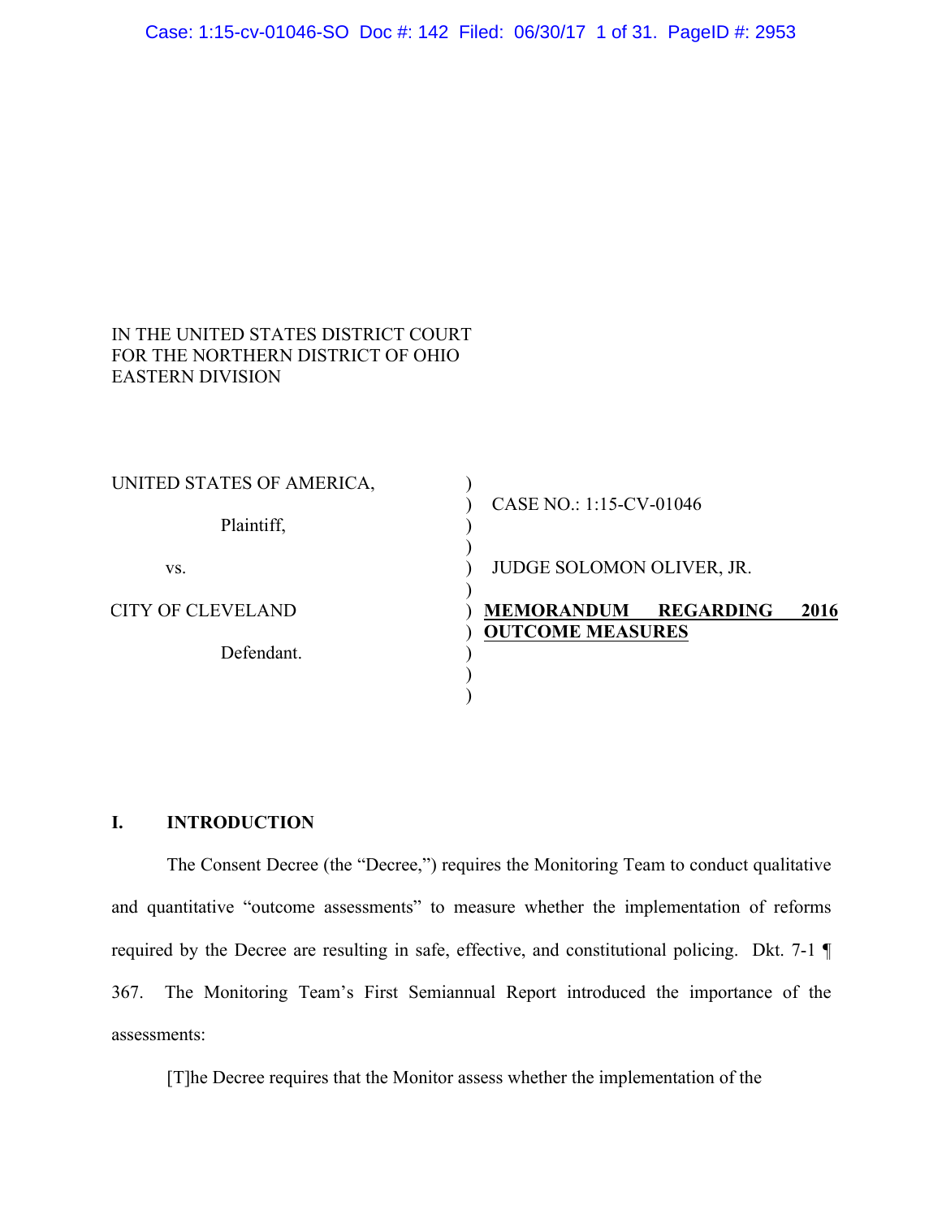IN THE UNITED STATES DISTRICT COURT
FOR THE NORTHERN DISTRICT OF OHIO
EASTERN DIVISION

| | | |
|---|---|---|
| UNITED STATES OF AMERICA, | ) | CASE NO.: 1:15-CV-01046 |
| Plaintiff, | ) | |
| vs. | ) | JUDGE SOLOMON OLIVER, JR. |
| CITY OF CLEVELAND | ) | **MEMORANDUM REGARDING 2016 OUTCOME MEASURES** |
| Defendant. | ) | |

## I. INTRODUCTION

The Consent Decree (the "Decree,") requires the Monitoring Team to conduct qualitative and quantitative "outcome assessments" to measure whether the implementation of reforms required by the Decree are resulting in safe, effective, and constitutional policing. Dkt. 7-1 ¶ 367. The Monitoring Team's First Semiannual Report introduced the importance of the assessments:

[T]he Decree requires that the Monitor assess whether the implementation of the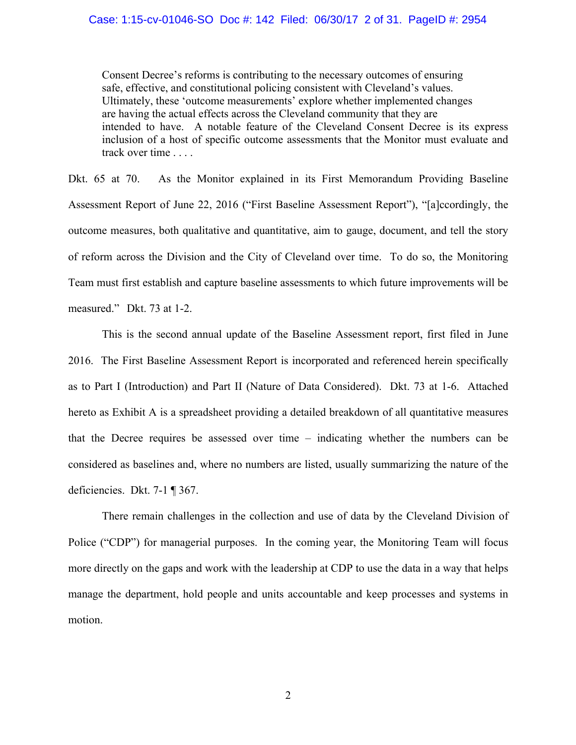> Consent Decree's reforms is contributing to the necessary outcomes of ensuring safe, effective, and constitutional policing consistent with Cleveland's values. Ultimately, these 'outcome measurements' explore whether implemented changes are having the actual effects across the Cleveland community that they are intended to have. A notable feature of the Cleveland Consent Decree is its express inclusion of a host of specific outcome assessments that the Monitor must evaluate and track over time . . . .

Dkt. 65 at 70. As the Monitor explained in its First Memorandum Providing Baseline Assessment Report of June 22, 2016 ("First Baseline Assessment Report"), "[a]ccordingly, the outcome measures, both qualitative and quantitative, aim to gauge, document, and tell the story of reform across the Division and the City of Cleveland over time. To do so, the Monitoring Team must first establish and capture baseline assessments to which future improvements will be measured." Dkt. 73 at 1-2.

This is the second annual update of the Baseline Assessment report, first filed in June 2016. The First Baseline Assessment Report is incorporated and referenced herein specifically as to Part I (Introduction) and Part II (Nature of Data Considered). Dkt. 73 at 1-6. Attached hereto as Exhibit A is a spreadsheet providing a detailed breakdown of all quantitative measures that the Decree requires be assessed over time – indicating whether the numbers can be considered as baselines and, where no numbers are listed, usually summarizing the nature of the deficiencies. Dkt. 7-1 ¶ 367.

There remain challenges in the collection and use of data by the Cleveland Division of Police ("CDP") for managerial purposes. In the coming year, the Monitoring Team will focus more directly on the gaps and work with the leadership at CDP to use the data in a way that helps manage the department, hold people and units accountable and keep processes and systems in motion.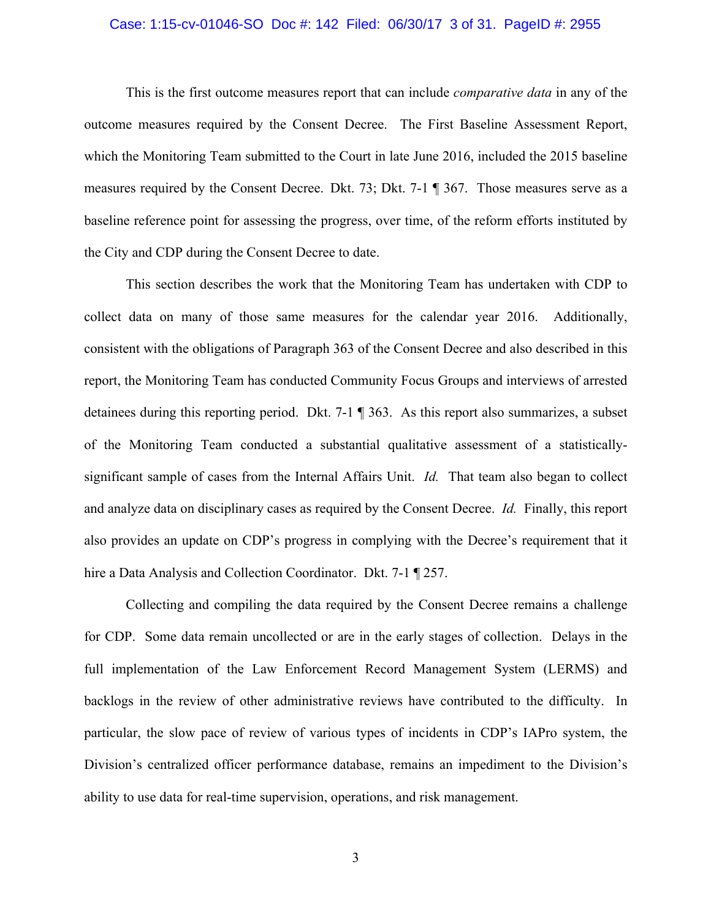This is the first outcome measures report that can include *comparative data* in any of the outcome measures required by the Consent Decree. The First Baseline Assessment Report, which the Monitoring Team submitted to the Court in late June 2016, included the 2015 baseline measures required by the Consent Decree. Dkt. 73; Dkt. 7-1 ¶ 367. Those measures serve as a baseline reference point for assessing the progress, over time, of the reform efforts instituted by the City and CDP during the Consent Decree to date.

This section describes the work that the Monitoring Team has undertaken with CDP to collect data on many of those same measures for the calendar year 2016. Additionally, consistent with the obligations of Paragraph 363 of the Consent Decree and also described in this report, the Monitoring Team has conducted Community Focus Groups and interviews of arrested detainees during this reporting period. Dkt. 7-1 ¶ 363. As this report also summarizes, a subset of the Monitoring Team conducted a substantial qualitative assessment of a statistically-significant sample of cases from the Internal Affairs Unit. *Id.* That team also began to collect and analyze data on disciplinary cases as required by the Consent Decree. *Id.* Finally, this report also provides an update on CDP's progress in complying with the Decree's requirement that it hire a Data Analysis and Collection Coordinator. Dkt. 7-1 ¶ 257.

Collecting and compiling the data required by the Consent Decree remains a challenge for CDP. Some data remain uncollected or are in the early stages of collection. Delays in the full implementation of the Law Enforcement Record Management System (LERMS) and backlogs in the review of other administrative reviews have contributed to the difficulty. In particular, the slow pace of review of various types of incidents in CDP's IAPro system, the Division's centralized officer performance database, remains an impediment to the Division's ability to use data for real-time supervision, operations, and risk management.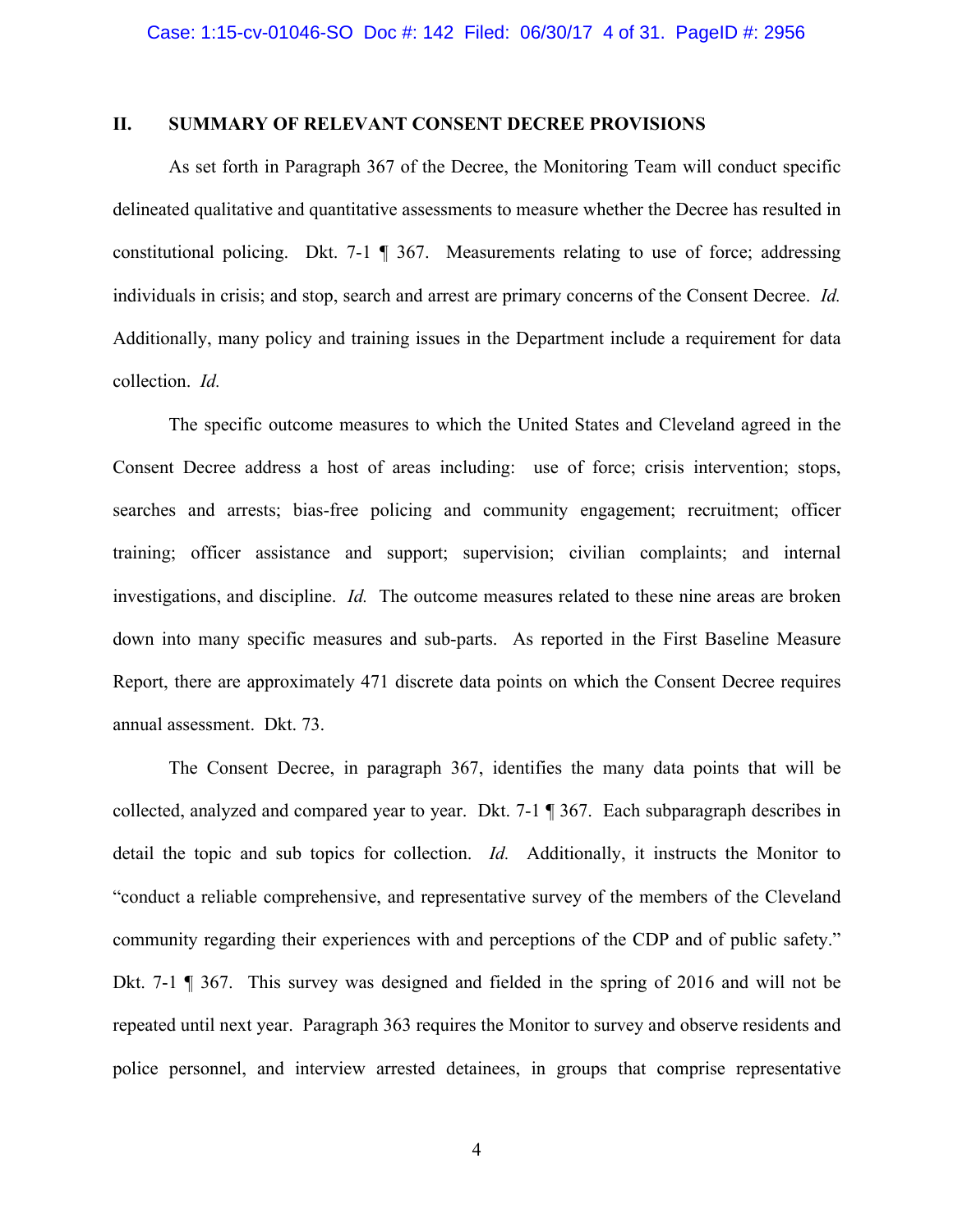## II. SUMMARY OF RELEVANT CONSENT DECREE PROVISIONS

As set forth in Paragraph 367 of the Decree, the Monitoring Team will conduct specific delineated qualitative and quantitative assessments to measure whether the Decree has resulted in constitutional policing. Dkt. 7-1 ¶ 367. Measurements relating to use of force; addressing individuals in crisis; and stop, search and arrest are primary concerns of the Consent Decree. *Id.* Additionally, many policy and training issues in the Department include a requirement for data collection. *Id.*

The specific outcome measures to which the United States and Cleveland agreed in the Consent Decree address a host of areas including: use of force; crisis intervention; stops, searches and arrests; bias-free policing and community engagement; recruitment; officer training; officer assistance and support; supervision; civilian complaints; and internal investigations, and discipline. *Id.* The outcome measures related to these nine areas are broken down into many specific measures and sub-parts. As reported in the First Baseline Measure Report, there are approximately 471 discrete data points on which the Consent Decree requires annual assessment. Dkt. 73.

The Consent Decree, in paragraph 367, identifies the many data points that will be collected, analyzed and compared year to year. Dkt. 7-1 ¶ 367. Each subparagraph describes in detail the topic and sub topics for collection. *Id.* Additionally, it instructs the Monitor to "conduct a reliable comprehensive, and representative survey of the members of the Cleveland community regarding their experiences with and perceptions of the CDP and of public safety." Dkt. 7-1 ¶ 367. This survey was designed and fielded in the spring of 2016 and will not be repeated until next year. Paragraph 363 requires the Monitor to survey and observe residents and police personnel, and interview arrested detainees, in groups that comprise representative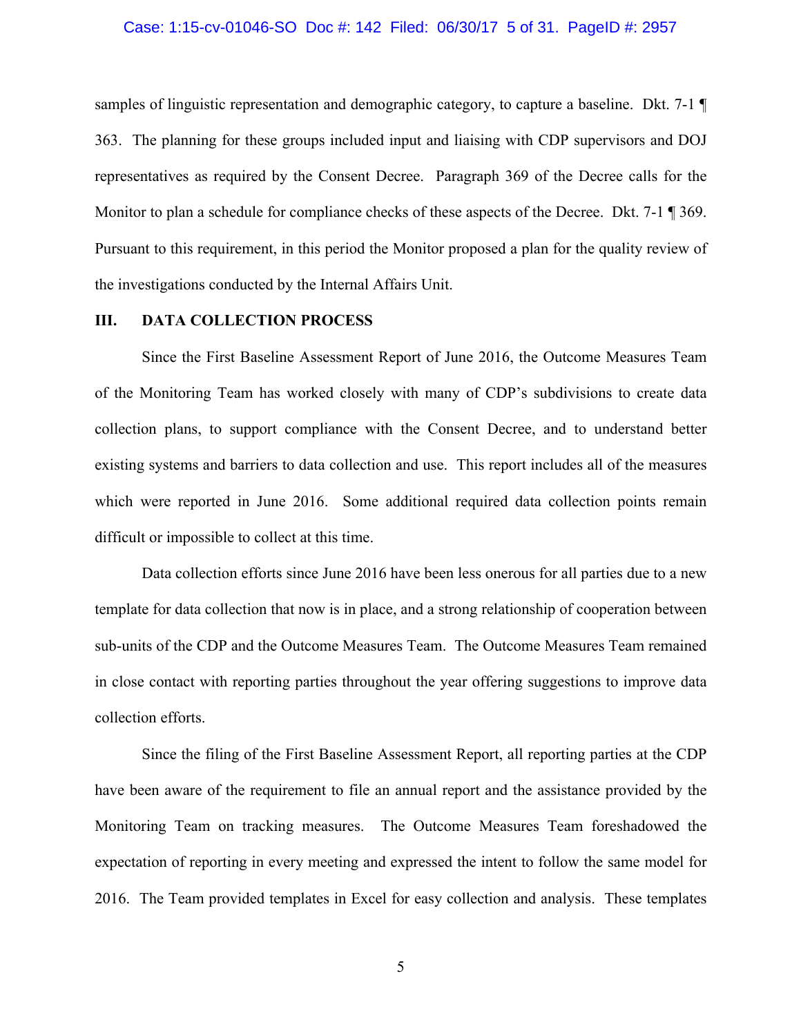samples of linguistic representation and demographic category, to capture a baseline. Dkt. 7-1 ¶ 363. The planning for these groups included input and liaising with CDP supervisors and DOJ representatives as required by the Consent Decree. Paragraph 369 of the Decree calls for the Monitor to plan a schedule for compliance checks of these aspects of the Decree. Dkt. 7-1 ¶ 369. Pursuant to this requirement, in this period the Monitor proposed a plan for the quality review of the investigations conducted by the Internal Affairs Unit.

## III. DATA COLLECTION PROCESS

Since the First Baseline Assessment Report of June 2016, the Outcome Measures Team of the Monitoring Team has worked closely with many of CDP's subdivisions to create data collection plans, to support compliance with the Consent Decree, and to understand better existing systems and barriers to data collection and use. This report includes all of the measures which were reported in June 2016. Some additional required data collection points remain difficult or impossible to collect at this time.

Data collection efforts since June 2016 have been less onerous for all parties due to a new template for data collection that now is in place, and a strong relationship of cooperation between sub-units of the CDP and the Outcome Measures Team. The Outcome Measures Team remained in close contact with reporting parties throughout the year offering suggestions to improve data collection efforts.

Since the filing of the First Baseline Assessment Report, all reporting parties at the CDP have been aware of the requirement to file an annual report and the assistance provided by the Monitoring Team on tracking measures. The Outcome Measures Team foreshadowed the expectation of reporting in every meeting and expressed the intent to follow the same model for 2016. The Team provided templates in Excel for easy collection and analysis. These templates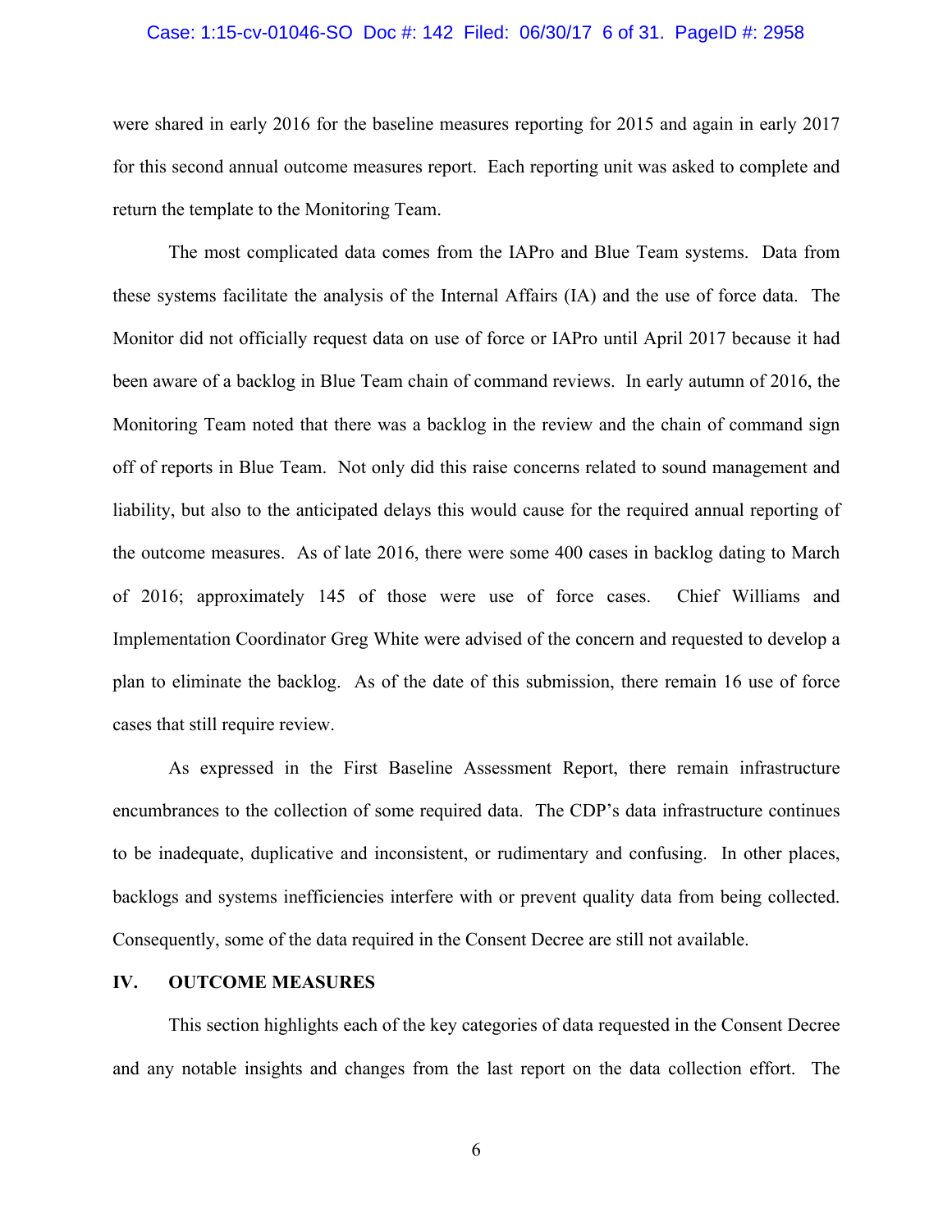were shared in early 2016 for the baseline measures reporting for 2015 and again in early 2017 for this second annual outcome measures report. Each reporting unit was asked to complete and return the template to the Monitoring Team.

The most complicated data comes from the IAPro and Blue Team systems. Data from these systems facilitate the analysis of the Internal Affairs (IA) and the use of force data. The Monitor did not officially request data on use of force or IAPro until April 2017 because it had been aware of a backlog in Blue Team chain of command reviews. In early autumn of 2016, the Monitoring Team noted that there was a backlog in the review and the chain of command sign off of reports in Blue Team. Not only did this raise concerns related to sound management and liability, but also to the anticipated delays this would cause for the required annual reporting of the outcome measures. As of late 2016, there were some 400 cases in backlog dating to March of 2016; approximately 145 of those were use of force cases. Chief Williams and Implementation Coordinator Greg White were advised of the concern and requested to develop a plan to eliminate the backlog. As of the date of this submission, there remain 16 use of force cases that still require review.

As expressed in the First Baseline Assessment Report, there remain infrastructure encumbrances to the collection of some required data. The CDP's data infrastructure continues to be inadequate, duplicative and inconsistent, or rudimentary and confusing. In other places, backlogs and systems inefficiencies interfere with or prevent quality data from being collected. Consequently, some of the data required in the Consent Decree are still not available.

## IV. OUTCOME MEASURES

This section highlights each of the key categories of data requested in the Consent Decree and any notable insights and changes from the last report on the data collection effort. The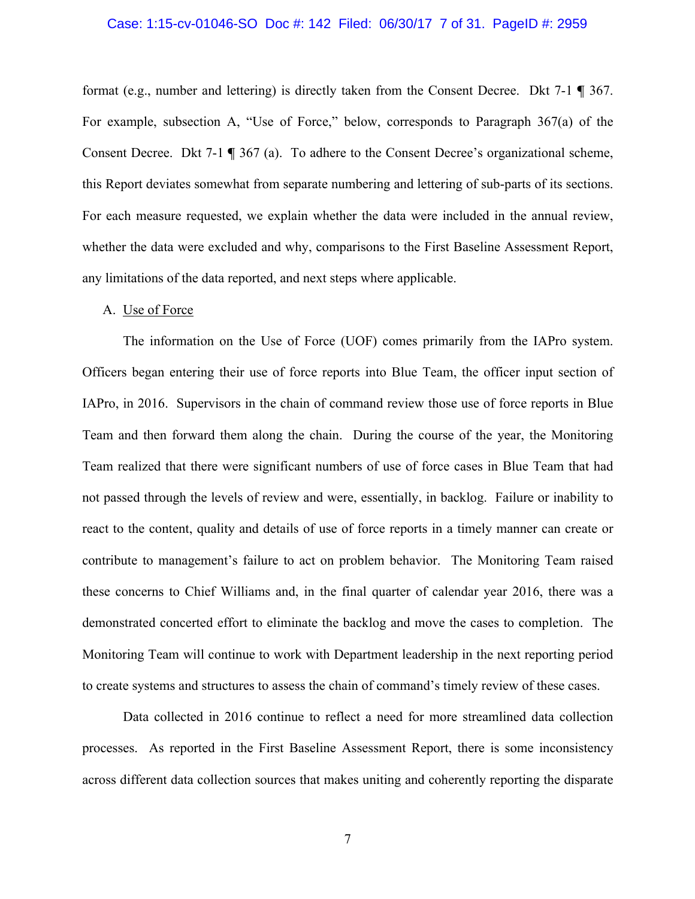format (e.g., number and lettering) is directly taken from the Consent Decree. Dkt 7-1 ¶ 367. For example, subsection A, "Use of Force," below, corresponds to Paragraph 367(a) of the Consent Decree. Dkt 7-1 ¶ 367 (a). To adhere to the Consent Decree's organizational scheme, this Report deviates somewhat from separate numbering and lettering of sub-parts of its sections. For each measure requested, we explain whether the data were included in the annual review, whether the data were excluded and why, comparisons to the First Baseline Assessment Report, any limitations of the data reported, and next steps where applicable.

A. Use of Force

The information on the Use of Force (UOF) comes primarily from the IAPro system. Officers began entering their use of force reports into Blue Team, the officer input section of IAPro, in 2016. Supervisors in the chain of command review those use of force reports in Blue Team and then forward them along the chain. During the course of the year, the Monitoring Team realized that there were significant numbers of use of force cases in Blue Team that had not passed through the levels of review and were, essentially, in backlog. Failure or inability to react to the content, quality and details of use of force reports in a timely manner can create or contribute to management's failure to act on problem behavior. The Monitoring Team raised these concerns to Chief Williams and, in the final quarter of calendar year 2016, there was a demonstrated concerted effort to eliminate the backlog and move the cases to completion. The Monitoring Team will continue to work with Department leadership in the next reporting period to create systems and structures to assess the chain of command's timely review of these cases.

Data collected in 2016 continue to reflect a need for more streamlined data collection processes. As reported in the First Baseline Assessment Report, there is some inconsistency across different data collection sources that makes uniting and coherently reporting the disparate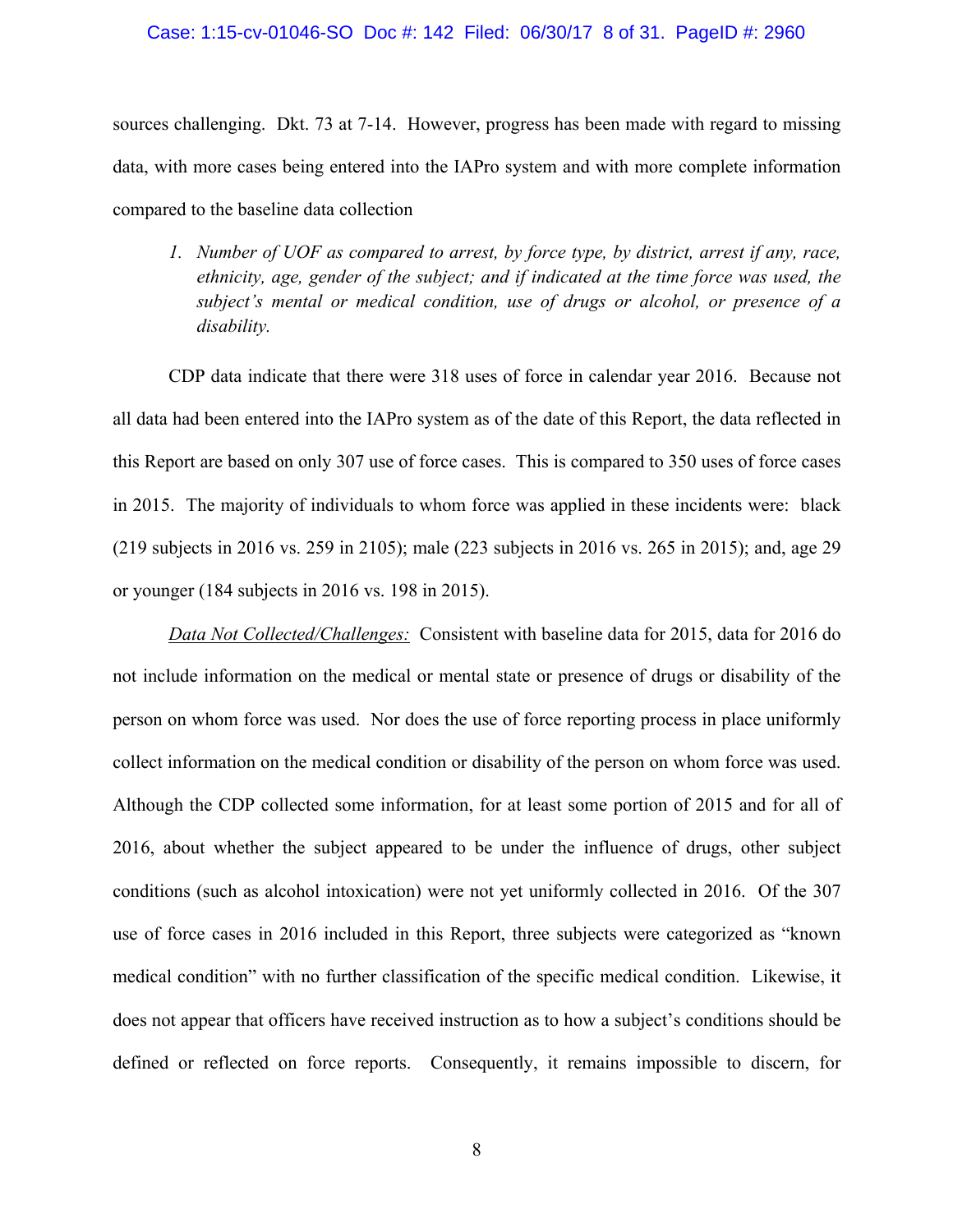sources challenging. Dkt. 73 at 7-14. However, progress has been made with regard to missing data, with more cases being entered into the IAPro system and with more complete information compared to the baseline data collection

> 1. *Number of UOF as compared to arrest, by force type, by district, arrest if any, race, ethnicity, age, gender of the subject; and if indicated at the time force was used, the subject's mental or medical condition, use of drugs or alcohol, or presence of a disability.*

CDP data indicate that there were 318 uses of force in calendar year 2016. Because not all data had been entered into the IAPro system as of the date of this Report, the data reflected in this Report are based on only 307 use of force cases. This is compared to 350 uses of force cases in 2015. The majority of individuals to whom force was applied in these incidents were: black (219 subjects in 2016 vs. 259 in 2105); male (223 subjects in 2016 vs. 265 in 2015); and, age 29 or younger (184 subjects in 2016 vs. 198 in 2015).

<u>*Data Not Collected/Challenges:*</u> Consistent with baseline data for 2015, data for 2016 do not include information on the medical or mental state or presence of drugs or disability of the person on whom force was used. Nor does the use of force reporting process in place uniformly collect information on the medical condition or disability of the person on whom force was used. Although the CDP collected some information, for at least some portion of 2015 and for all of 2016, about whether the subject appeared to be under the influence of drugs, other subject conditions (such as alcohol intoxication) were not yet uniformly collected in 2016. Of the 307 use of force cases in 2016 included in this Report, three subjects were categorized as "known medical condition" with no further classification of the specific medical condition. Likewise, it does not appear that officers have received instruction as to how a subject's conditions should be defined or reflected on force reports. Consequently, it remains impossible to discern, for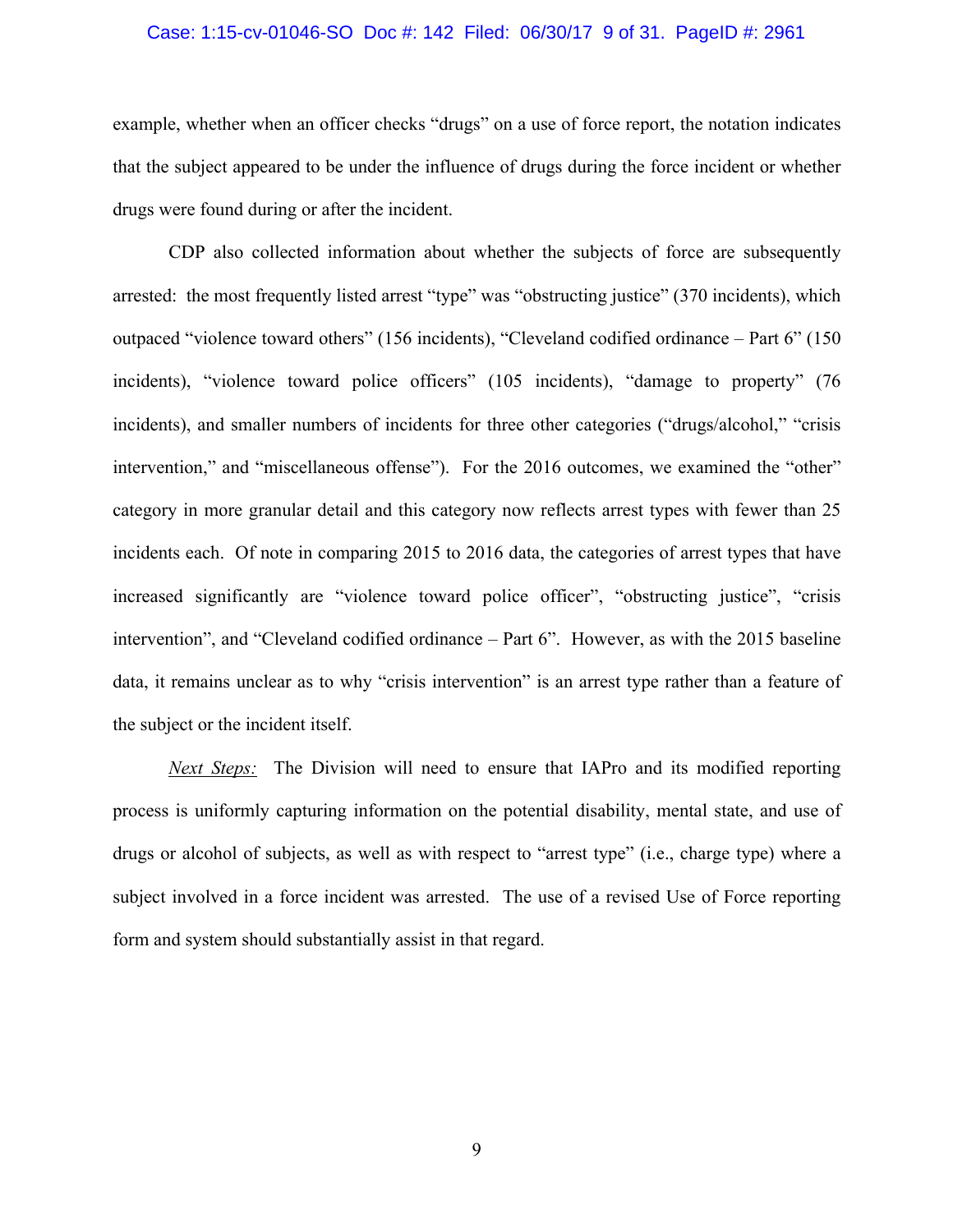example, whether when an officer checks "drugs" on a use of force report, the notation indicates that the subject appeared to be under the influence of drugs during the force incident or whether drugs were found during or after the incident.

CDP also collected information about whether the subjects of force are subsequently arrested: the most frequently listed arrest "type" was "obstructing justice" (370 incidents), which outpaced "violence toward others" (156 incidents), "Cleveland codified ordinance – Part 6" (150 incidents), "violence toward police officers" (105 incidents), "damage to property" (76 incidents), and smaller numbers of incidents for three other categories ("drugs/alcohol," "crisis intervention," and "miscellaneous offense"). For the 2016 outcomes, we examined the "other" category in more granular detail and this category now reflects arrest types with fewer than 25 incidents each. Of note in comparing 2015 to 2016 data, the categories of arrest types that have increased significantly are "violence toward police officer", "obstructing justice", "crisis intervention", and "Cleveland codified ordinance – Part 6". However, as with the 2015 baseline data, it remains unclear as to why "crisis intervention" is an arrest type rather than a feature of the subject or the incident itself.

*Next Steps:* The Division will need to ensure that IAPro and its modified reporting process is uniformly capturing information on the potential disability, mental state, and use of drugs or alcohol of subjects, as well as with respect to "arrest type" (i.e., charge type) where a subject involved in a force incident was arrested. The use of a revised Use of Force reporting form and system should substantially assist in that regard.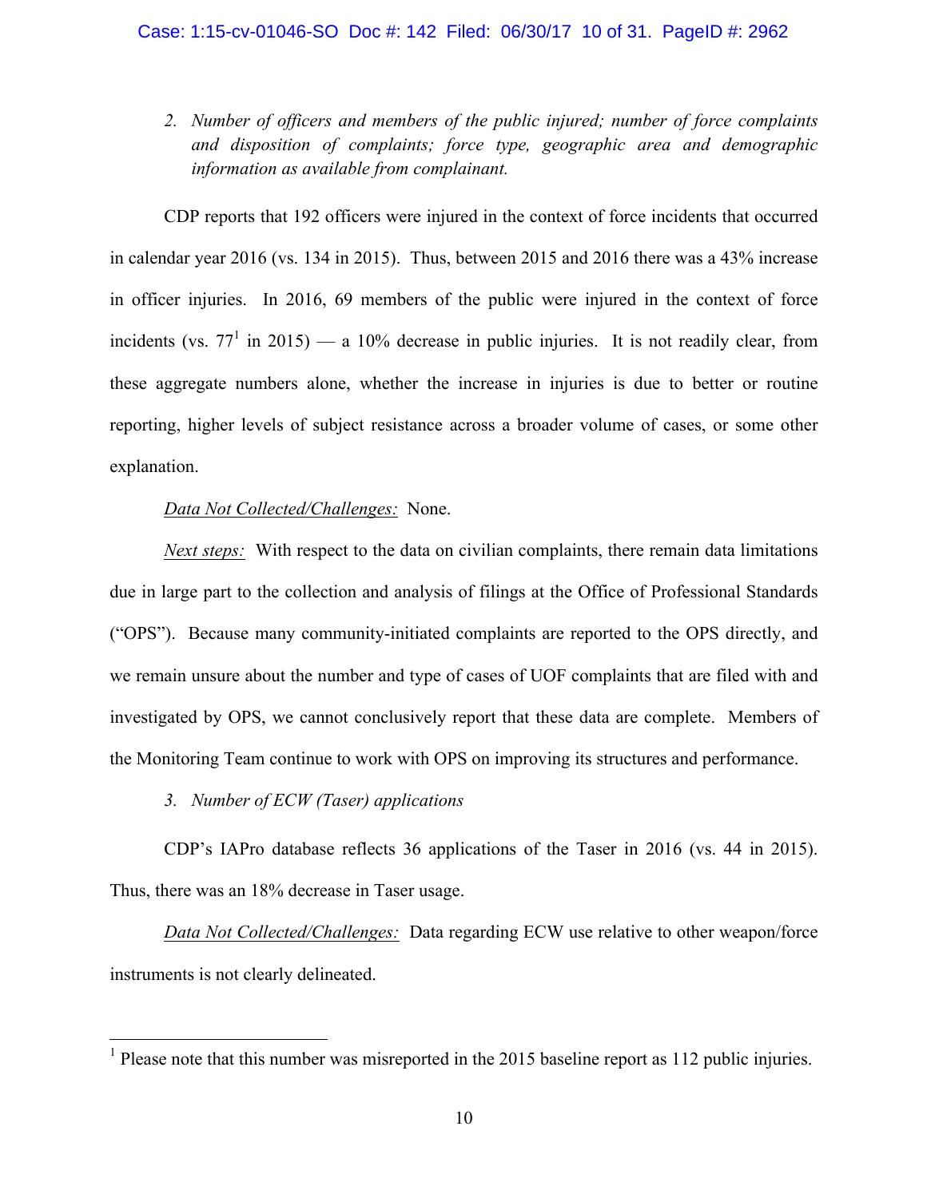2. *Number of officers and members of the public injured; number of force complaints and disposition of complaints; force type, geographic area and demographic information as available from complainant.*

CDP reports that 192 officers were injured in the context of force incidents that occurred in calendar year 2016 (vs. 134 in 2015). Thus, between 2015 and 2016 there was a 43% increase in officer injuries. In 2016, 69 members of the public were injured in the context of force incidents (vs. 77[1] in 2015) — a 10% decrease in public injuries. It is not readily clear, from these aggregate numbers alone, whether the increase in injuries is due to better or routine reporting, higher levels of subject resistance across a broader volume of cases, or some other explanation.

*Data Not Collected/Challenges:* None.

*Next steps:* With respect to the data on civilian complaints, there remain data limitations due in large part to the collection and analysis of filings at the Office of Professional Standards ("OPS"). Because many community-initiated complaints are reported to the OPS directly, and we remain unsure about the number and type of cases of UOF complaints that are filed with and investigated by OPS, we cannot conclusively report that these data are complete. Members of the Monitoring Team continue to work with OPS on improving its structures and performance.

3. *Number of ECW (Taser) applications*

CDP's IAPro database reflects 36 applications of the Taser in 2016 (vs. 44 in 2015). Thus, there was an 18% decrease in Taser usage.

*Data Not Collected/Challenges:* Data regarding ECW use relative to other weapon/force instruments is not clearly delineated.

[1] Please note that this number was misreported in the 2015 baseline report as 112 public injuries.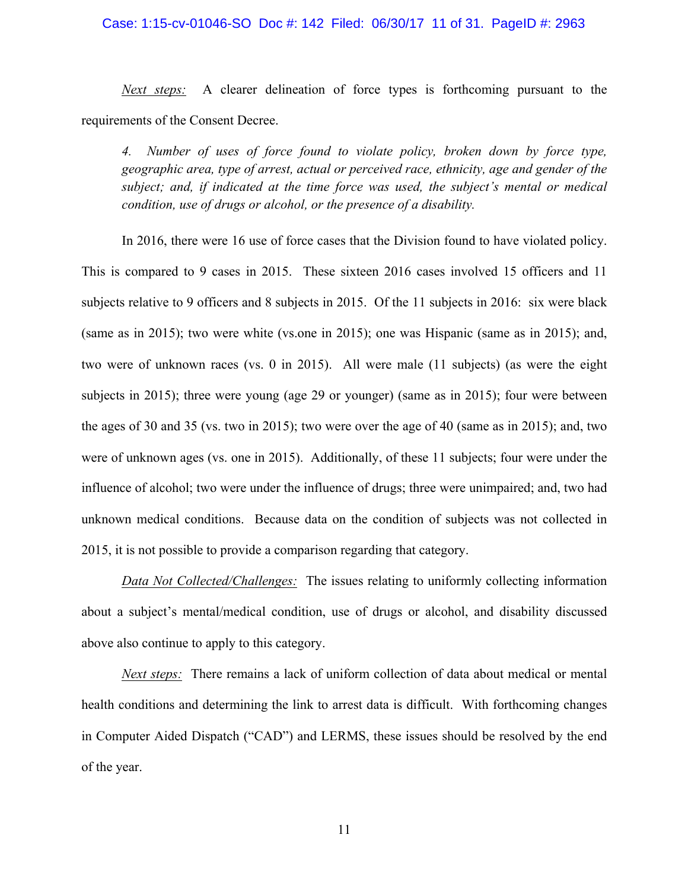*Next steps:* A clearer delineation of force types is forthcoming pursuant to the requirements of the Consent Decree.

*4. Number of uses of force found to violate policy, broken down by force type, geographic area, type of arrest, actual or perceived race, ethnicity, age and gender of the subject; and, if indicated at the time force was used, the subject's mental or medical condition, use of drugs or alcohol, or the presence of a disability.*

In 2016, there were 16 use of force cases that the Division found to have violated policy. This is compared to 9 cases in 2015. These sixteen 2016 cases involved 15 officers and 11 subjects relative to 9 officers and 8 subjects in 2015. Of the 11 subjects in 2016: six were black (same as in 2015); two were white (vs.one in 2015); one was Hispanic (same as in 2015); and, two were of unknown races (vs. 0 in 2015). All were male (11 subjects) (as were the eight subjects in 2015); three were young (age 29 or younger) (same as in 2015); four were between the ages of 30 and 35 (vs. two in 2015); two were over the age of 40 (same as in 2015); and, two were of unknown ages (vs. one in 2015). Additionally, of these 11 subjects; four were under the influence of alcohol; two were under the influence of drugs; three were unimpaired; and, two had unknown medical conditions. Because data on the condition of subjects was not collected in 2015, it is not possible to provide a comparison regarding that category.

*Data Not Collected/Challenges:* The issues relating to uniformly collecting information about a subject's mental/medical condition, use of drugs or alcohol, and disability discussed above also continue to apply to this category.

*Next steps:* There remains a lack of uniform collection of data about medical or mental health conditions and determining the link to arrest data is difficult. With forthcoming changes in Computer Aided Dispatch ("CAD") and LERMS, these issues should be resolved by the end of the year.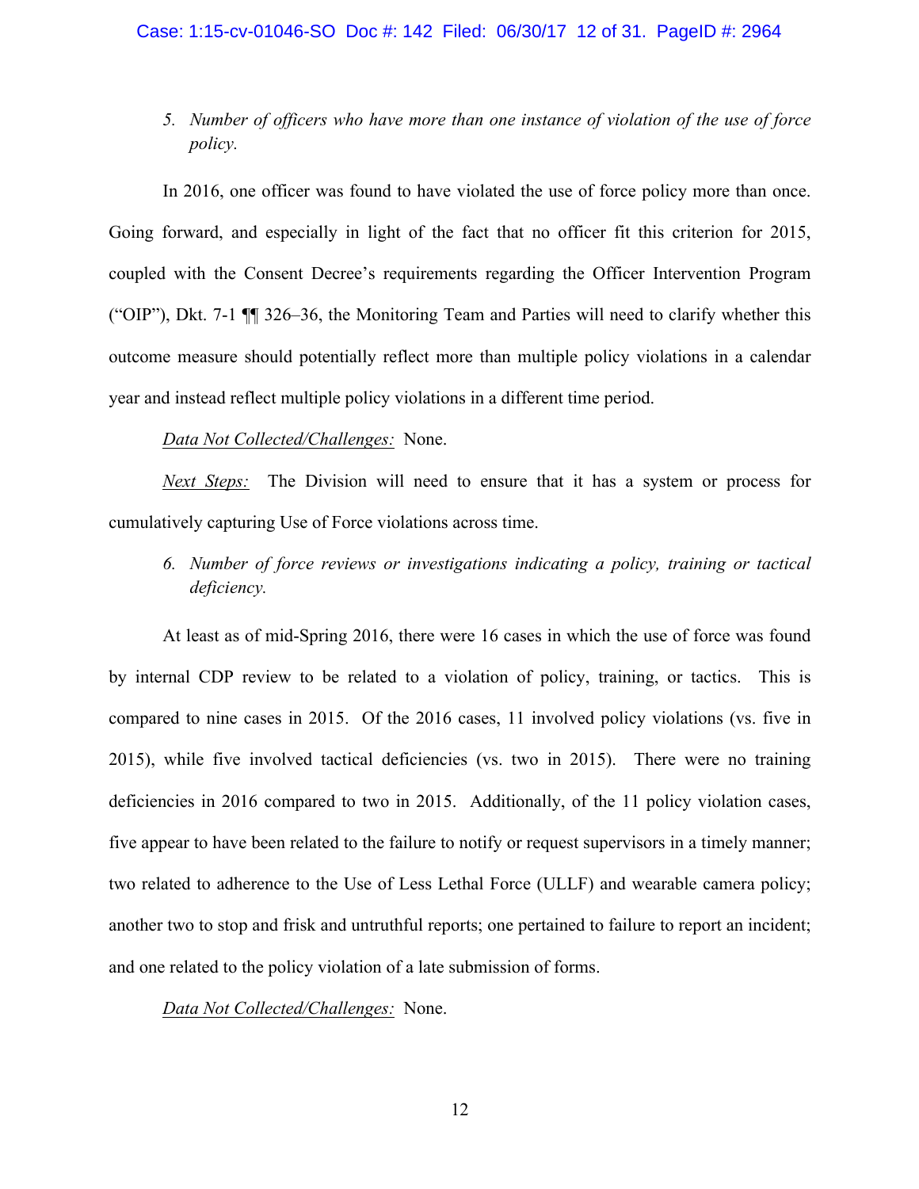*5. Number of officers who have more than one instance of violation of the use of force policy.*

In 2016, one officer was found to have violated the use of force policy more than once. Going forward, and especially in light of the fact that no officer fit this criterion for 2015, coupled with the Consent Decree's requirements regarding the Officer Intervention Program ("OIP"), Dkt. 7-1 ¶¶ 326–36, the Monitoring Team and Parties will need to clarify whether this outcome measure should potentially reflect more than multiple policy violations in a calendar year and instead reflect multiple policy violations in a different time period.

*Data Not Collected/Challenges:* None.

*Next Steps:* The Division will need to ensure that it has a system or process for cumulatively capturing Use of Force violations across time.

*6. Number of force reviews or investigations indicating a policy, training or tactical deficiency.*

At least as of mid-Spring 2016, there were 16 cases in which the use of force was found by internal CDP review to be related to a violation of policy, training, or tactics. This is compared to nine cases in 2015. Of the 2016 cases, 11 involved policy violations (vs. five in 2015), while five involved tactical deficiencies (vs. two in 2015). There were no training deficiencies in 2016 compared to two in 2015. Additionally, of the 11 policy violation cases, five appear to have been related to the failure to notify or request supervisors in a timely manner; two related to adherence to the Use of Less Lethal Force (ULLF) and wearable camera policy; another two to stop and frisk and untruthful reports; one pertained to failure to report an incident; and one related to the policy violation of a late submission of forms.

*Data Not Collected/Challenges:* None.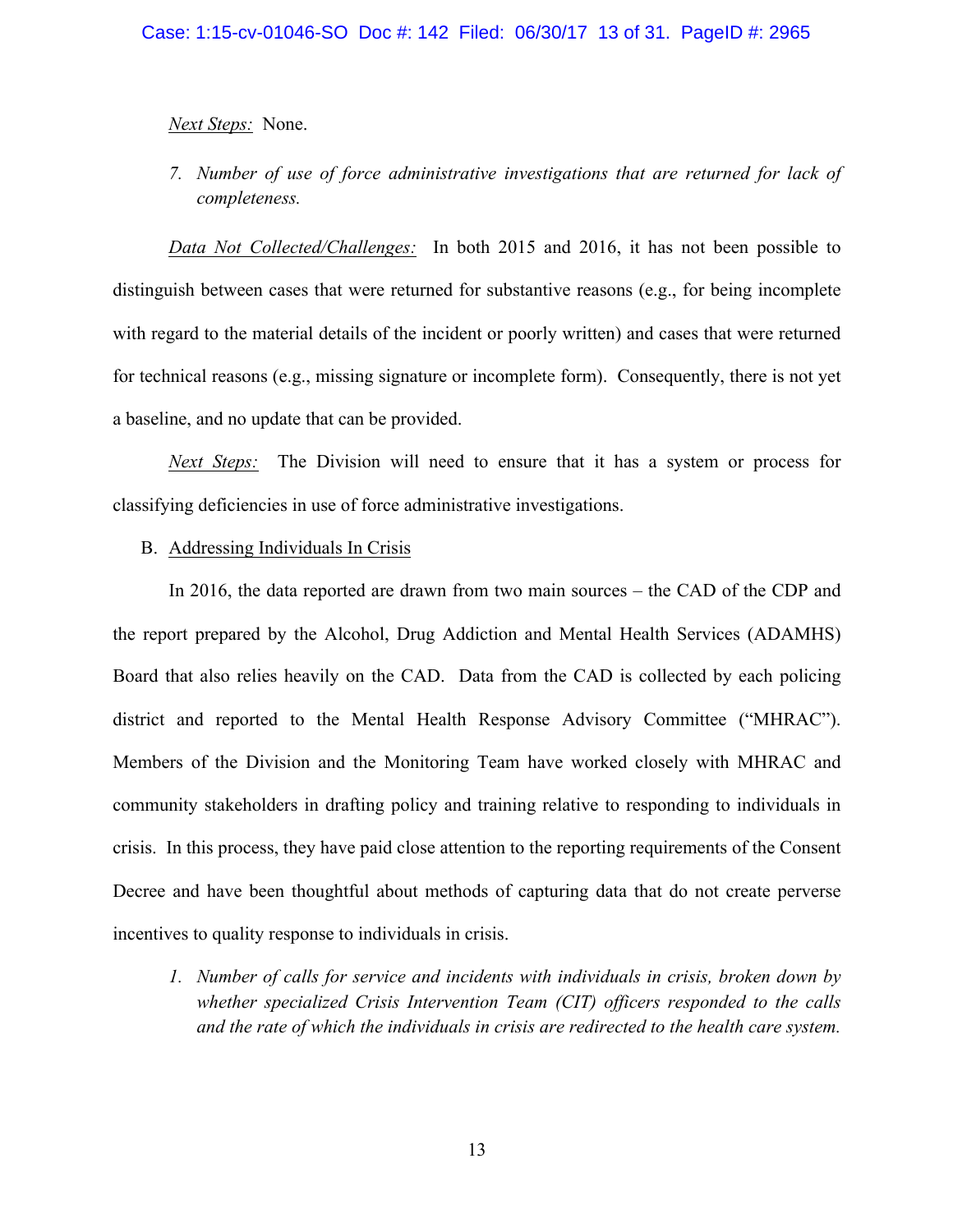*Next Steps:* None.

7. *Number of use of force administrative investigations that are returned for lack of completeness.*

*Data Not Collected/Challenges:* In both 2015 and 2016, it has not been possible to distinguish between cases that were returned for substantive reasons (e.g., for being incomplete with regard to the material details of the incident or poorly written) and cases that were returned for technical reasons (e.g., missing signature or incomplete form). Consequently, there is not yet a baseline, and no update that can be provided.

*Next Steps:* The Division will need to ensure that it has a system or process for classifying deficiencies in use of force administrative investigations.

B. Addressing Individuals In Crisis

In 2016, the data reported are drawn from two main sources – the CAD of the CDP and the report prepared by the Alcohol, Drug Addiction and Mental Health Services (ADAMHS) Board that also relies heavily on the CAD. Data from the CAD is collected by each policing district and reported to the Mental Health Response Advisory Committee ("MHRAC"). Members of the Division and the Monitoring Team have worked closely with MHRAC and community stakeholders in drafting policy and training relative to responding to individuals in crisis. In this process, they have paid close attention to the reporting requirements of the Consent Decree and have been thoughtful about methods of capturing data that do not create perverse incentives to quality response to individuals in crisis.

1. *Number of calls for service and incidents with individuals in crisis, broken down by whether specialized Crisis Intervention Team (CIT) officers responded to the calls and the rate of which the individuals in crisis are redirected to the health care system.*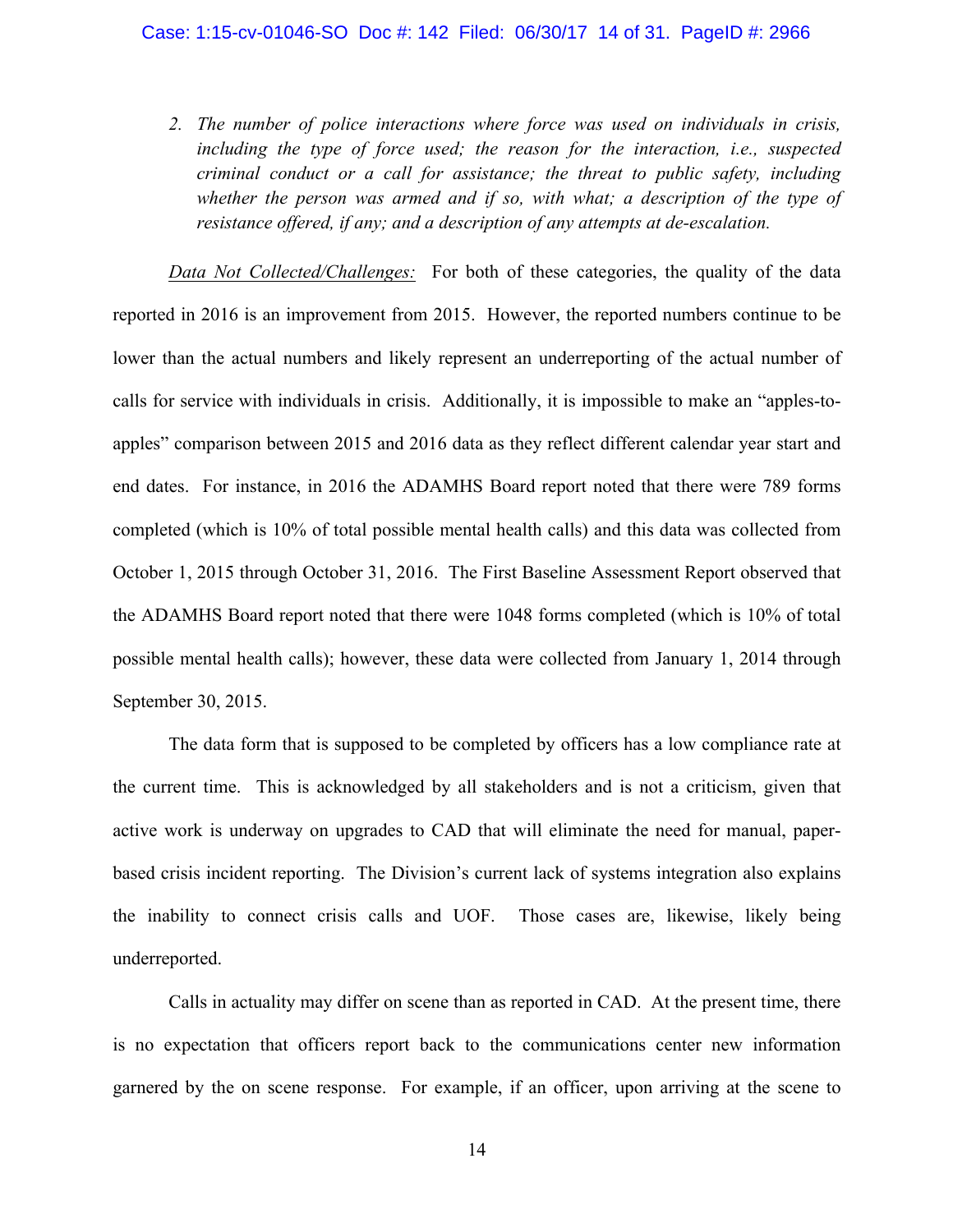2. *The number of police interactions where force was used on individuals in crisis, including the type of force used; the reason for the interaction, i.e., suspected criminal conduct or a call for assistance; the threat to public safety, including whether the person was armed and if so, with what; a description of the type of resistance offered, if any; and a description of any attempts at de-escalation.*

<u>*Data Not Collected/Challenges:*</u> For both of these categories, the quality of the data reported in 2016 is an improvement from 2015. However, the reported numbers continue to be lower than the actual numbers and likely represent an underreporting of the actual number of calls for service with individuals in crisis. Additionally, it is impossible to make an "apples-to-apples" comparison between 2015 and 2016 data as they reflect different calendar year start and end dates. For instance, in 2016 the ADAMHS Board report noted that there were 789 forms completed (which is 10% of total possible mental health calls) and this data was collected from October 1, 2015 through October 31, 2016. The First Baseline Assessment Report observed that the ADAMHS Board report noted that there were 1048 forms completed (which is 10% of total possible mental health calls); however, these data were collected from January 1, 2014 through September 30, 2015.

The data form that is supposed to be completed by officers has a low compliance rate at the current time. This is acknowledged by all stakeholders and is not a criticism, given that active work is underway on upgrades to CAD that will eliminate the need for manual, paper-based crisis incident reporting. The Division's current lack of systems integration also explains the inability to connect crisis calls and UOF. Those cases are, likewise, likely being underreported.

Calls in actuality may differ on scene than as reported in CAD. At the present time, there is no expectation that officers report back to the communications center new information garnered by the on scene response. For example, if an officer, upon arriving at the scene to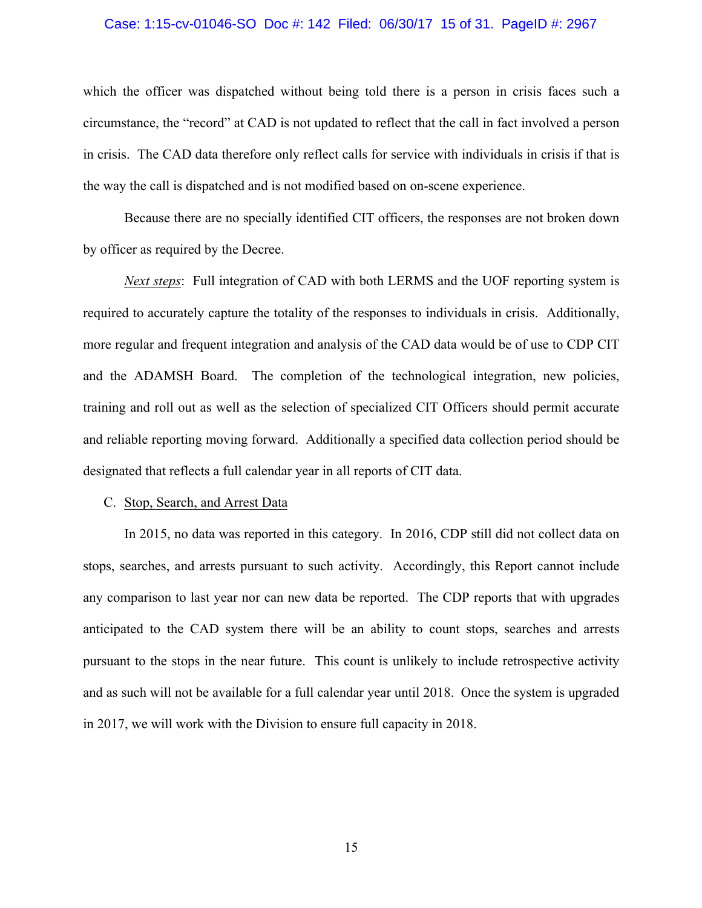which the officer was dispatched without being told there is a person in crisis faces such a circumstance, the "record" at CAD is not updated to reflect that the call in fact involved a person in crisis. The CAD data therefore only reflect calls for service with individuals in crisis if that is the way the call is dispatched and is not modified based on on-scene experience.

Because there are no specially identified CIT officers, the responses are not broken down by officer as required by the Decree.

*Next steps*: Full integration of CAD with both LERMS and the UOF reporting system is required to accurately capture the totality of the responses to individuals in crisis. Additionally, more regular and frequent integration and analysis of the CAD data would be of use to CDP CIT and the ADAMSH Board. The completion of the technological integration, new policies, training and roll out as well as the selection of specialized CIT Officers should permit accurate and reliable reporting moving forward. Additionally a specified data collection period should be designated that reflects a full calendar year in all reports of CIT data.

C. Stop, Search, and Arrest Data

In 2015, no data was reported in this category. In 2016, CDP still did not collect data on stops, searches, and arrests pursuant to such activity. Accordingly, this Report cannot include any comparison to last year nor can new data be reported. The CDP reports that with upgrades anticipated to the CAD system there will be an ability to count stops, searches and arrests pursuant to the stops in the near future. This count is unlikely to include retrospective activity and as such will not be available for a full calendar year until 2018. Once the system is upgraded in 2017, we will work with the Division to ensure full capacity in 2018.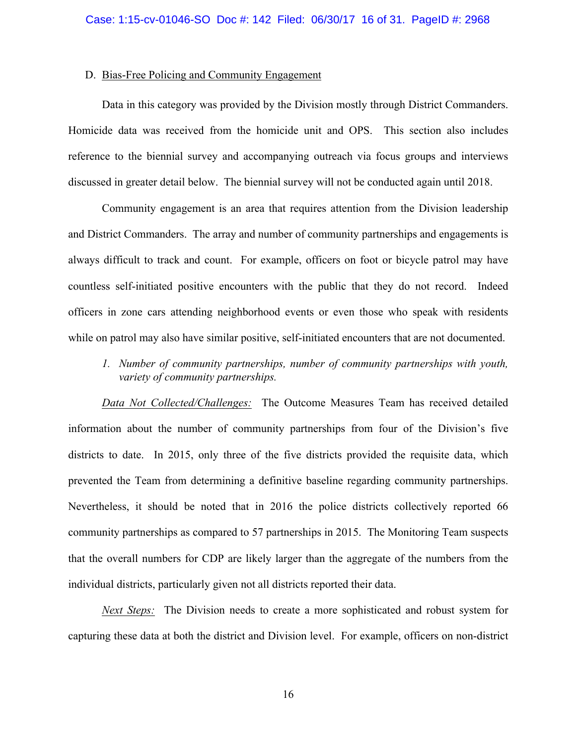### D. Bias-Free Policing and Community Engagement

Data in this category was provided by the Division mostly through District Commanders. Homicide data was received from the homicide unit and OPS. This section also includes reference to the biennial survey and accompanying outreach via focus groups and interviews discussed in greater detail below. The biennial survey will not be conducted again until 2018.

Community engagement is an area that requires attention from the Division leadership and District Commanders. The array and number of community partnerships and engagements is always difficult to track and count. For example, officers on foot or bicycle patrol may have countless self-initiated positive encounters with the public that they do not record. Indeed officers in zone cars attending neighborhood events or even those who speak with residents while on patrol may also have similar positive, self-initiated encounters that are not documented.

1. *Number of community partnerships, number of community partnerships with youth, variety of community partnerships.*

*Data Not Collected/Challenges:* The Outcome Measures Team has received detailed information about the number of community partnerships from four of the Division's five districts to date. In 2015, only three of the five districts provided the requisite data, which prevented the Team from determining a definitive baseline regarding community partnerships. Nevertheless, it should be noted that in 2016 the police districts collectively reported 66 community partnerships as compared to 57 partnerships in 2015. The Monitoring Team suspects that the overall numbers for CDP are likely larger than the aggregate of the numbers from the individual districts, particularly given not all districts reported their data.

*Next Steps:* The Division needs to create a more sophisticated and robust system for capturing these data at both the district and Division level. For example, officers on non-district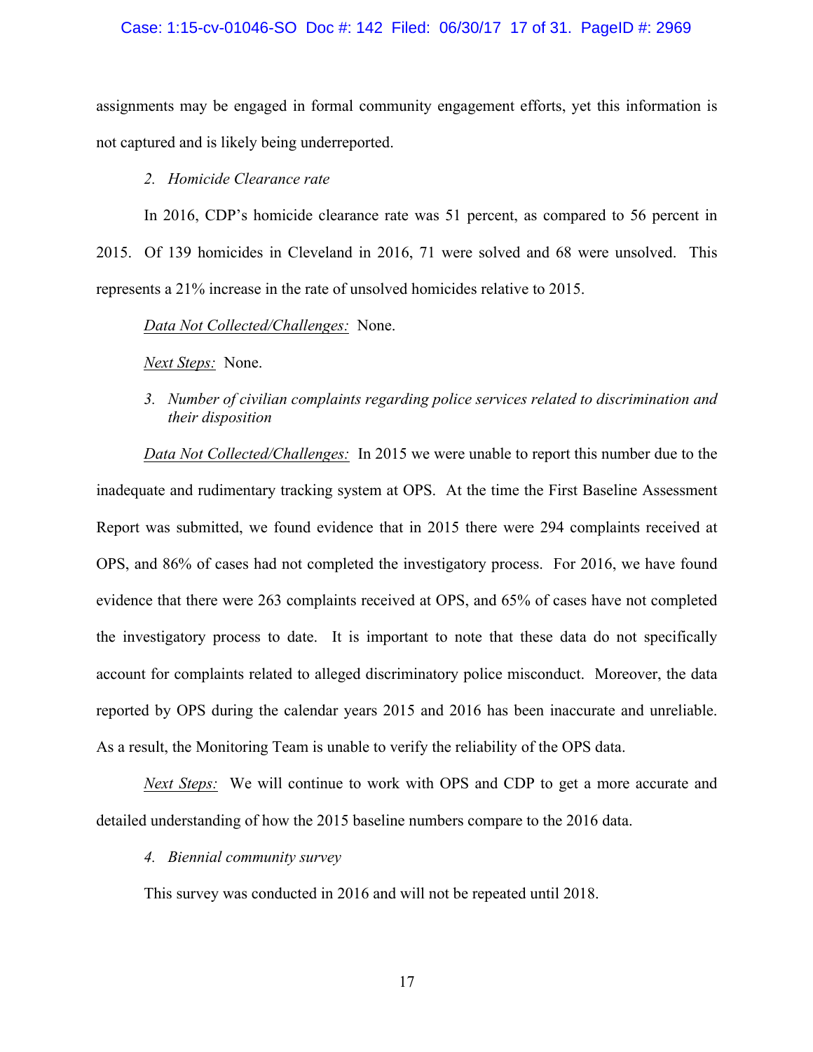assignments may be engaged in formal community engagement efforts, yet this information is not captured and is likely being underreported.

*2. Homicide Clearance rate*

In 2016, CDP's homicide clearance rate was 51 percent, as compared to 56 percent in 2015. Of 139 homicides in Cleveland in 2016, 71 were solved and 68 were unsolved. This represents a 21% increase in the rate of unsolved homicides relative to 2015.

<u>*Data Not Collected/Challenges:*</u> None.

<u>*Next Steps:*</u> None.

*3. Number of civilian complaints regarding police services related to discrimination and their disposition*

<u>*Data Not Collected/Challenges:*</u> In 2015 we were unable to report this number due to the inadequate and rudimentary tracking system at OPS. At the time the First Baseline Assessment Report was submitted, we found evidence that in 2015 there were 294 complaints received at OPS, and 86% of cases had not completed the investigatory process. For 2016, we have found evidence that there were 263 complaints received at OPS, and 65% of cases have not completed the investigatory process to date. It is important to note that these data do not specifically account for complaints related to alleged discriminatory police misconduct. Moreover, the data reported by OPS during the calendar years 2015 and 2016 has been inaccurate and unreliable. As a result, the Monitoring Team is unable to verify the reliability of the OPS data.

<u>*Next Steps:*</u> We will continue to work with OPS and CDP to get a more accurate and detailed understanding of how the 2015 baseline numbers compare to the 2016 data.

*4. Biennial community survey*

This survey was conducted in 2016 and will not be repeated until 2018.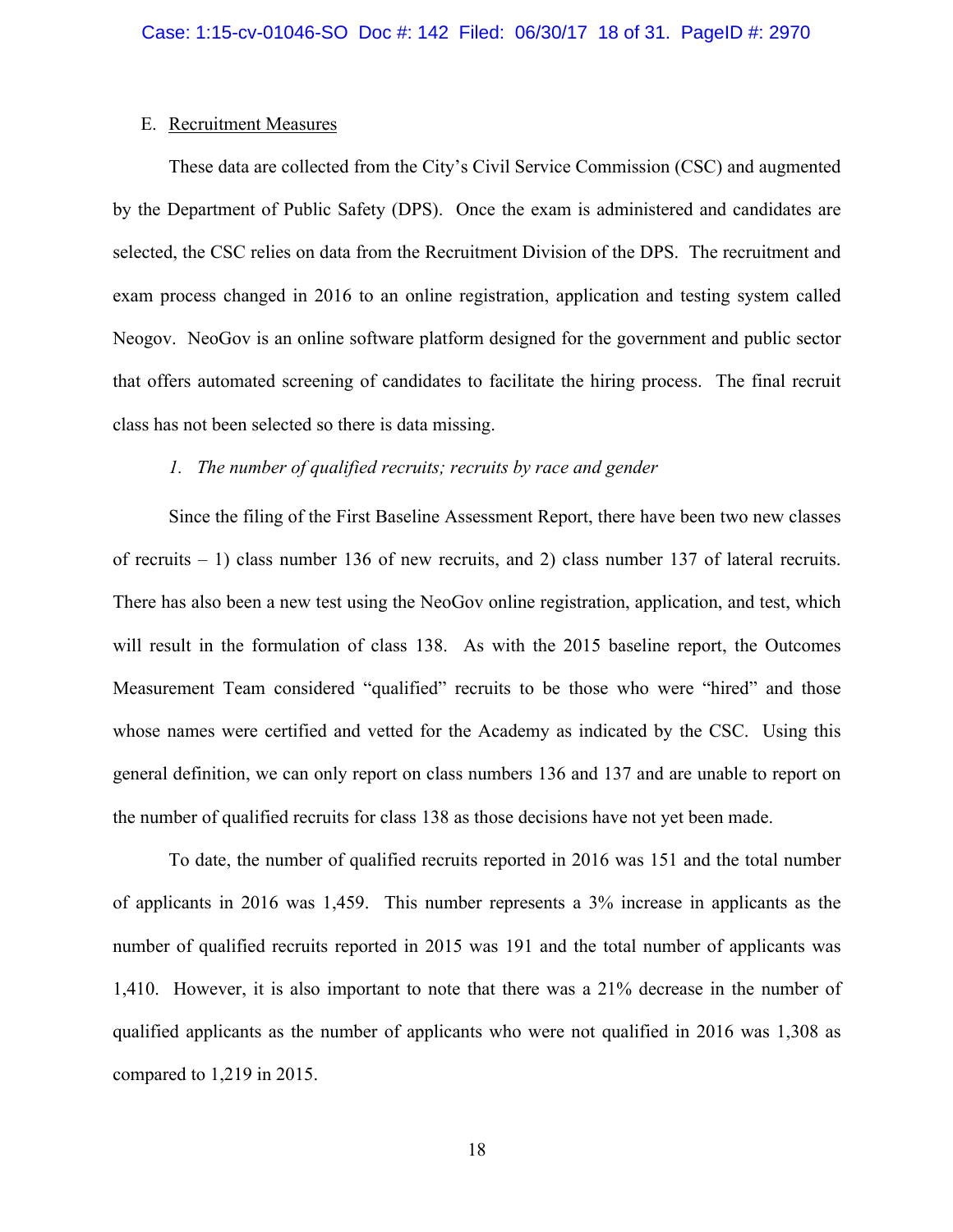E. Recruitment Measures

These data are collected from the City's Civil Service Commission (CSC) and augmented by the Department of Public Safety (DPS). Once the exam is administered and candidates are selected, the CSC relies on data from the Recruitment Division of the DPS. The recruitment and exam process changed in 2016 to an online registration, application and testing system called Neogov. NeoGov is an online software platform designed for the government and public sector that offers automated screening of candidates to facilitate the hiring process. The final recruit class has not been selected so there is data missing.

*1. The number of qualified recruits; recruits by race and gender*

Since the filing of the First Baseline Assessment Report, there have been two new classes of recruits – 1) class number 136 of new recruits, and 2) class number 137 of lateral recruits. There has also been a new test using the NeoGov online registration, application, and test, which will result in the formulation of class 138. As with the 2015 baseline report, the Outcomes Measurement Team considered "qualified" recruits to be those who were "hired" and those whose names were certified and vetted for the Academy as indicated by the CSC. Using this general definition, we can only report on class numbers 136 and 137 and are unable to report on the number of qualified recruits for class 138 as those decisions have not yet been made.

To date, the number of qualified recruits reported in 2016 was 151 and the total number of applicants in 2016 was 1,459. This number represents a 3% increase in applicants as the number of qualified recruits reported in 2015 was 191 and the total number of applicants was 1,410. However, it is also important to note that there was a 21% decrease in the number of qualified applicants as the number of applicants who were not qualified in 2016 was 1,308 as compared to 1,219 in 2015.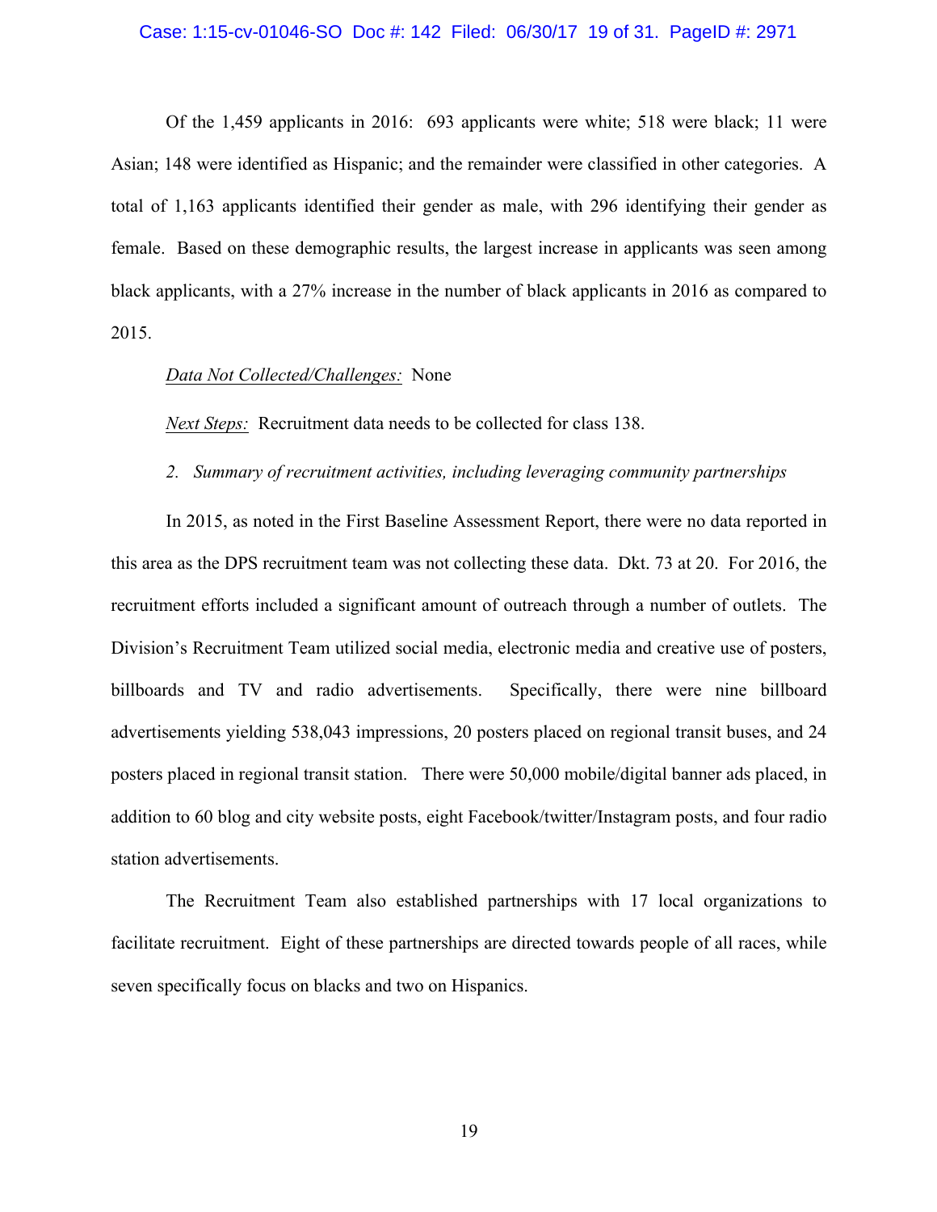Of the 1,459 applicants in 2016: 693 applicants were white; 518 were black; 11 were Asian; 148 were identified as Hispanic; and the remainder were classified in other categories. A total of 1,163 applicants identified their gender as male, with 296 identifying their gender as female. Based on these demographic results, the largest increase in applicants was seen among black applicants, with a 27% increase in the number of black applicants in 2016 as compared to 2015.

*Data Not Collected/Challenges:* None

*Next Steps:* Recruitment data needs to be collected for class 138.

*2. Summary of recruitment activities, including leveraging community partnerships*

In 2015, as noted in the First Baseline Assessment Report, there were no data reported in this area as the DPS recruitment team was not collecting these data. Dkt. 73 at 20. For 2016, the recruitment efforts included a significant amount of outreach through a number of outlets. The Division's Recruitment Team utilized social media, electronic media and creative use of posters, billboards and TV and radio advertisements. Specifically, there were nine billboard advertisements yielding 538,043 impressions, 20 posters placed on regional transit buses, and 24 posters placed in regional transit station. There were 50,000 mobile/digital banner ads placed, in addition to 60 blog and city website posts, eight Facebook/twitter/Instagram posts, and four radio station advertisements.

The Recruitment Team also established partnerships with 17 local organizations to facilitate recruitment. Eight of these partnerships are directed towards people of all races, while seven specifically focus on blacks and two on Hispanics.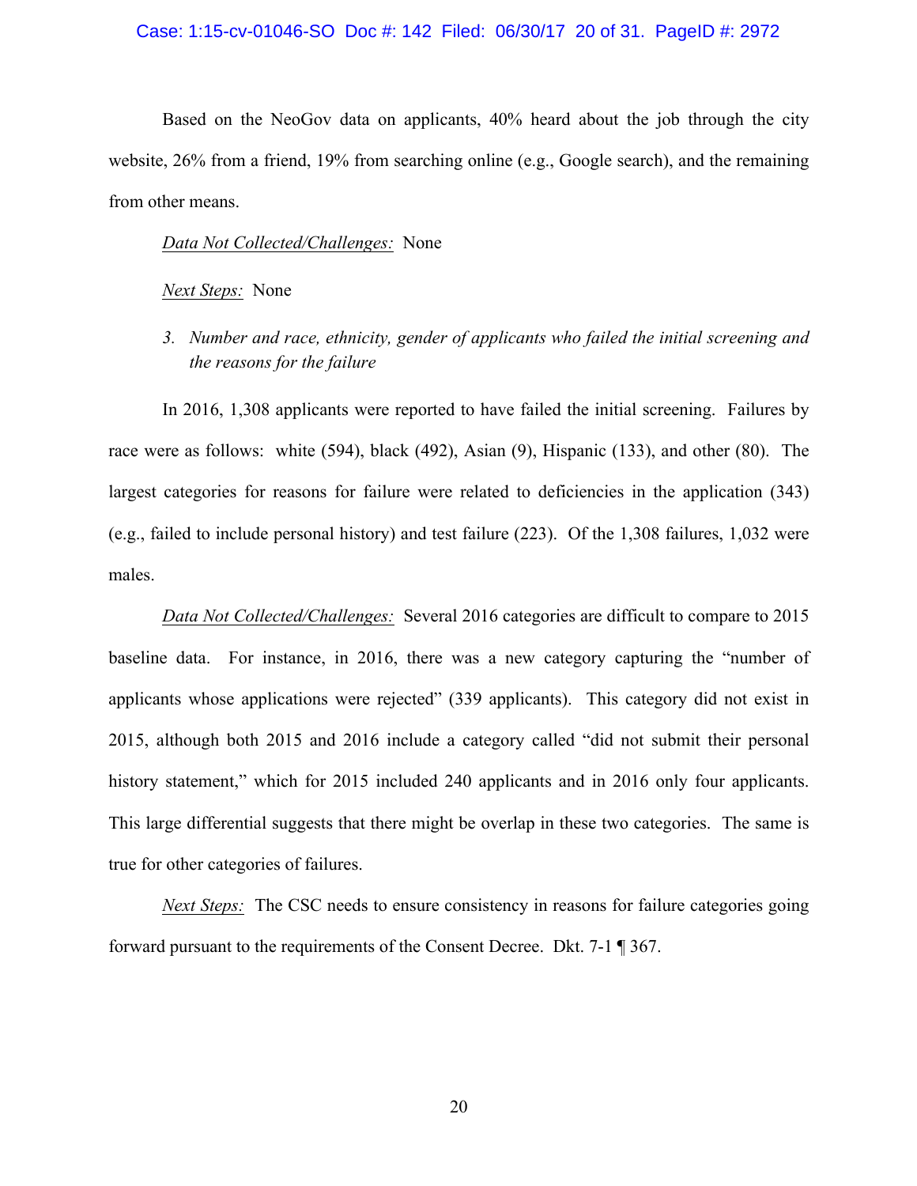Based on the NeoGov data on applicants, 40% heard about the job through the city website, 26% from a friend, 19% from searching online (e.g., Google search), and the remaining from other means.

<u>*Data Not Collected/Challenges:*</u> None

<u>*Next Steps:*</u> None

3. *Number and race, ethnicity, gender of applicants who failed the initial screening and the reasons for the failure*

In 2016, 1,308 applicants were reported to have failed the initial screening. Failures by race were as follows: white (594), black (492), Asian (9), Hispanic (133), and other (80). The largest categories for reasons for failure were related to deficiencies in the application (343) (e.g., failed to include personal history) and test failure (223). Of the 1,308 failures, 1,032 were males.

<u>*Data Not Collected/Challenges:*</u> Several 2016 categories are difficult to compare to 2015 baseline data. For instance, in 2016, there was a new category capturing the "number of applicants whose applications were rejected" (339 applicants). This category did not exist in 2015, although both 2015 and 2016 include a category called "did not submit their personal history statement," which for 2015 included 240 applicants and in 2016 only four applicants. This large differential suggests that there might be overlap in these two categories. The same is true for other categories of failures.

<u>*Next Steps:*</u> The CSC needs to ensure consistency in reasons for failure categories going forward pursuant to the requirements of the Consent Decree. Dkt. 7-1 ¶ 367.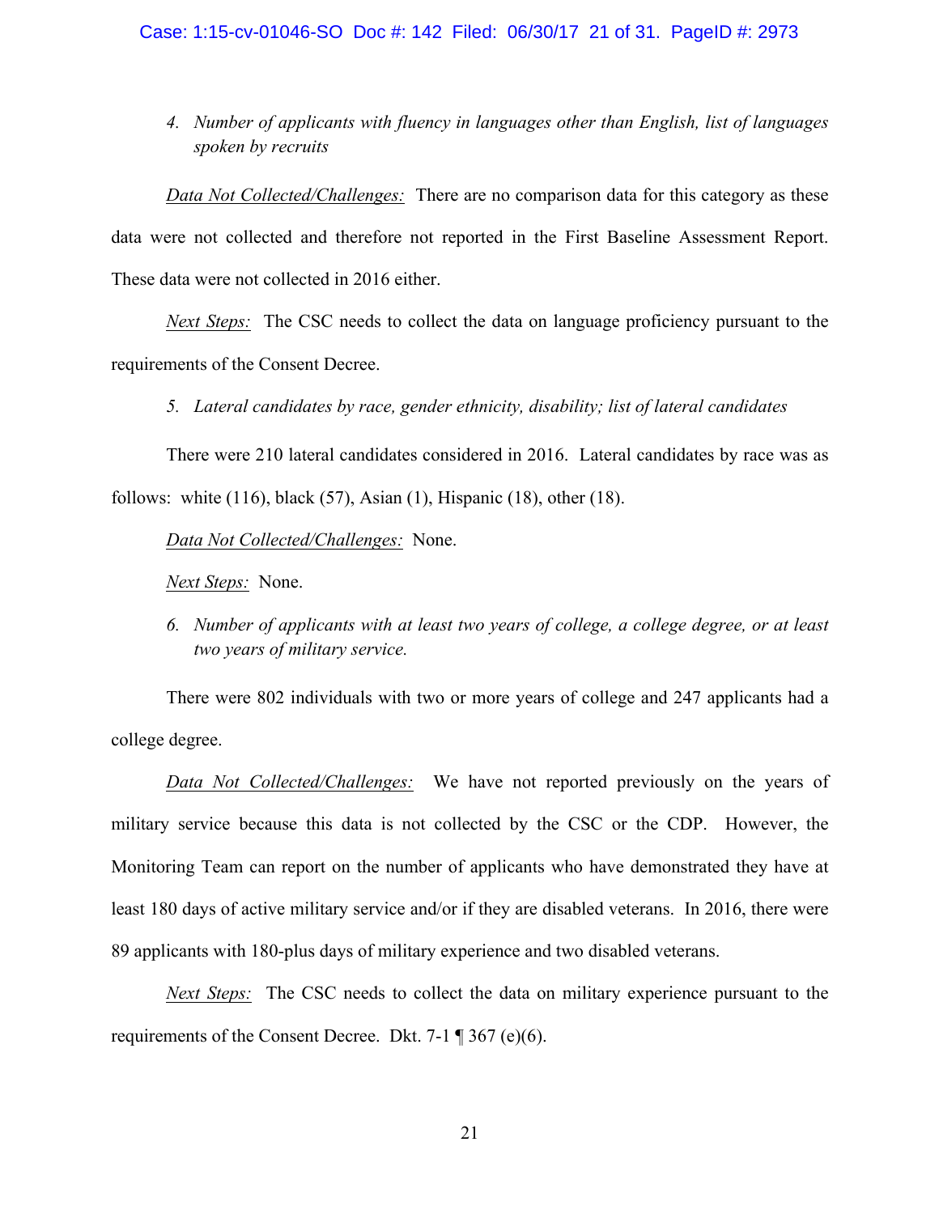4. *Number of applicants with fluency in languages other than English, list of languages spoken by recruits*

<u>*Data Not Collected/Challenges:*</u> There are no comparison data for this category as these data were not collected and therefore not reported in the First Baseline Assessment Report. These data were not collected in 2016 either.

<u>*Next Steps:*</u> The CSC needs to collect the data on language proficiency pursuant to the requirements of the Consent Decree.

5. *Lateral candidates by race, gender ethnicity, disability; list of lateral candidates*

There were 210 lateral candidates considered in 2016. Lateral candidates by race was as follows: white (116), black (57), Asian (1), Hispanic (18), other (18).

<u>*Data Not Collected/Challenges:*</u> None.

<u>*Next Steps:*</u> None.

6. *Number of applicants with at least two years of college, a college degree, or at least two years of military service.*

There were 802 individuals with two or more years of college and 247 applicants had a college degree.

<u>*Data Not Collected/Challenges:*</u> We have not reported previously on the years of military service because this data is not collected by the CSC or the CDP. However, the Monitoring Team can report on the number of applicants who have demonstrated they have at least 180 days of active military service and/or if they are disabled veterans. In 2016, there were 89 applicants with 180-plus days of military experience and two disabled veterans.

<u>*Next Steps:*</u> The CSC needs to collect the data on military experience pursuant to the requirements of the Consent Decree. Dkt. 7-1 ¶ 367 (e)(6).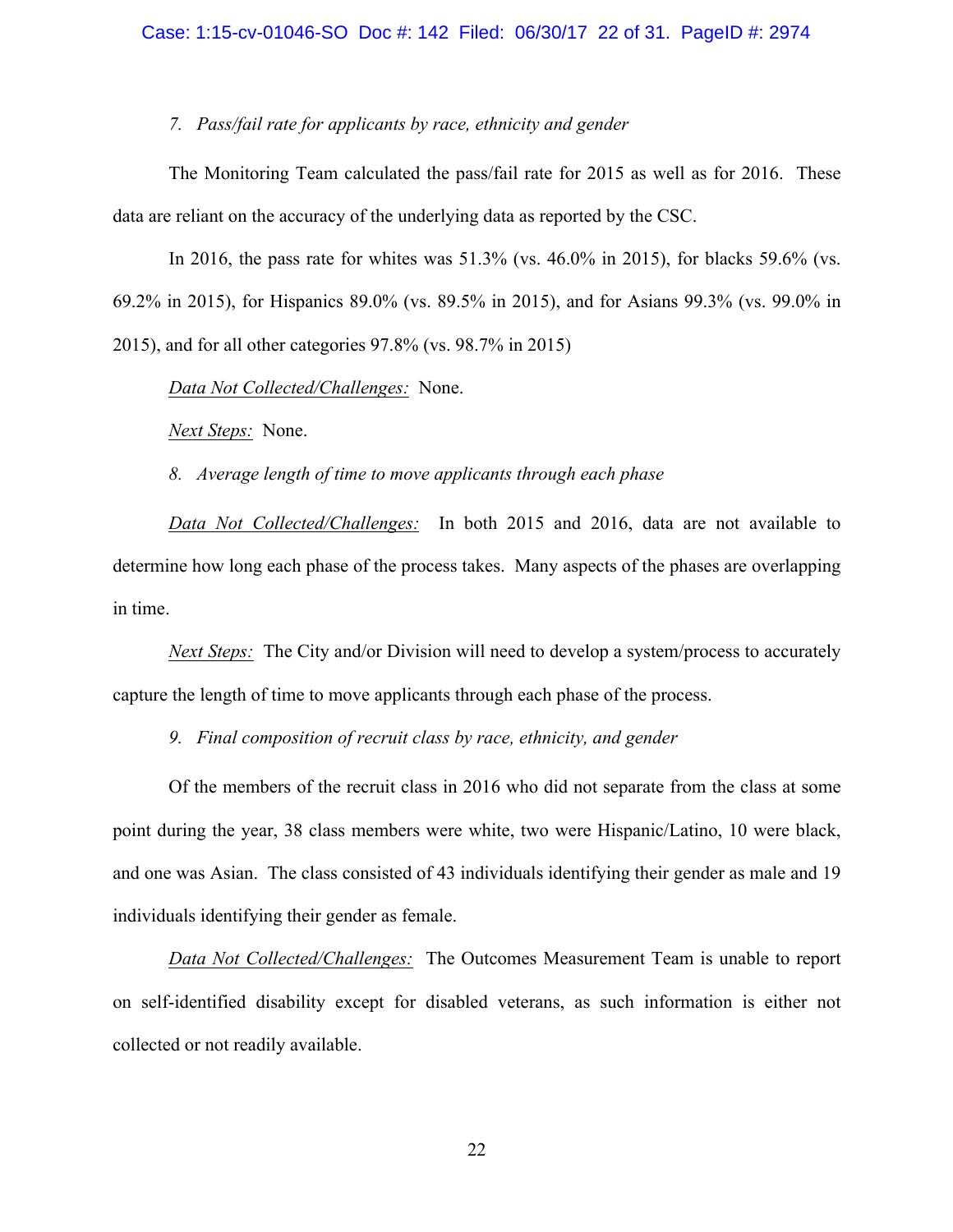*7. Pass/fail rate for applicants by race, ethnicity and gender*

The Monitoring Team calculated the pass/fail rate for 2015 as well as for 2016. These data are reliant on the accuracy of the underlying data as reported by the CSC.

In 2016, the pass rate for whites was 51.3% (vs. 46.0% in 2015), for blacks 59.6% (vs. 69.2% in 2015), for Hispanics 89.0% (vs. 89.5% in 2015), and for Asians 99.3% (vs. 99.0% in 2015), and for all other categories 97.8% (vs. 98.7% in 2015)

Data Not Collected/Challenges: None.

Next Steps: None.

*8. Average length of time to move applicants through each phase*

Data Not Collected/Challenges: In both 2015 and 2016, data are not available to determine how long each phase of the process takes. Many aspects of the phases are overlapping in time.

Next Steps: The City and/or Division will need to develop a system/process to accurately capture the length of time to move applicants through each phase of the process.

*9. Final composition of recruit class by race, ethnicity, and gender*

Of the members of the recruit class in 2016 who did not separate from the class at some point during the year, 38 class members were white, two were Hispanic/Latino, 10 were black, and one was Asian. The class consisted of 43 individuals identifying their gender as male and 19 individuals identifying their gender as female.

Data Not Collected/Challenges: The Outcomes Measurement Team is unable to report on self-identified disability except for disabled veterans, as such information is either not collected or not readily available.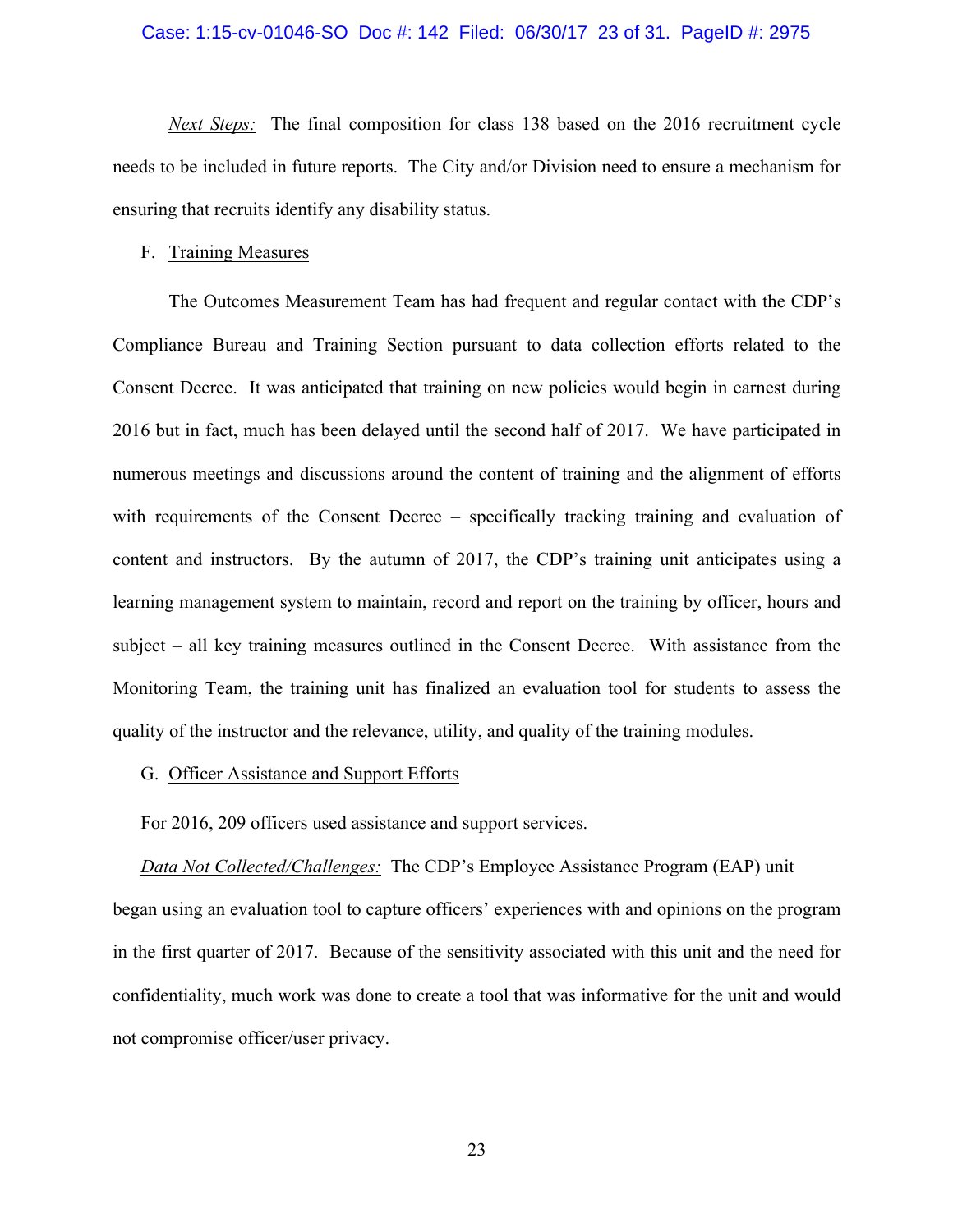*Next Steps:* The final composition for class 138 based on the 2016 recruitment cycle needs to be included in future reports. The City and/or Division need to ensure a mechanism for ensuring that recruits identify any disability status.

F. Training Measures

The Outcomes Measurement Team has had frequent and regular contact with the CDP's Compliance Bureau and Training Section pursuant to data collection efforts related to the Consent Decree. It was anticipated that training on new policies would begin in earnest during 2016 but in fact, much has been delayed until the second half of 2017. We have participated in numerous meetings and discussions around the content of training and the alignment of efforts with requirements of the Consent Decree – specifically tracking training and evaluation of content and instructors. By the autumn of 2017, the CDP's training unit anticipates using a learning management system to maintain, record and report on the training by officer, hours and subject – all key training measures outlined in the Consent Decree. With assistance from the Monitoring Team, the training unit has finalized an evaluation tool for students to assess the quality of the instructor and the relevance, utility, and quality of the training modules.

G. Officer Assistance and Support Efforts

For 2016, 209 officers used assistance and support services.

*Data Not Collected/Challenges:* The CDP's Employee Assistance Program (EAP) unit began using an evaluation tool to capture officers' experiences with and opinions on the program in the first quarter of 2017. Because of the sensitivity associated with this unit and the need for confidentiality, much work was done to create a tool that was informative for the unit and would not compromise officer/user privacy.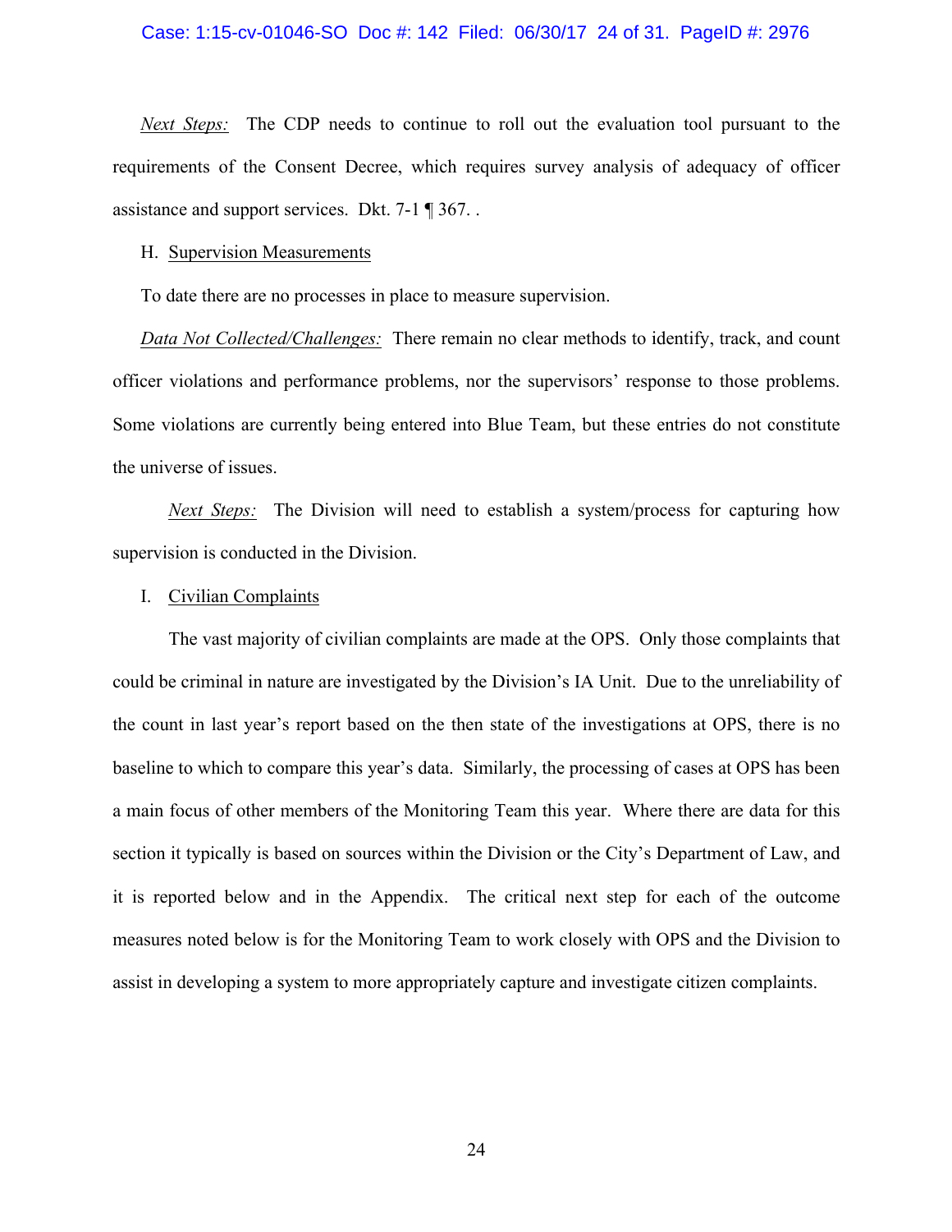*Next Steps:* The CDP needs to continue to roll out the evaluation tool pursuant to the requirements of the Consent Decree, which requires survey analysis of adequacy of officer assistance and support services. Dkt. 7-1 ¶ 367. .

H. Supervision Measurements

To date there are no processes in place to measure supervision.

*Data Not Collected/Challenges:* There remain no clear methods to identify, track, and count officer violations and performance problems, nor the supervisors' response to those problems. Some violations are currently being entered into Blue Team, but these entries do not constitute the universe of issues.

*Next Steps:* The Division will need to establish a system/process for capturing how supervision is conducted in the Division.

I. Civilian Complaints

The vast majority of civilian complaints are made at the OPS. Only those complaints that could be criminal in nature are investigated by the Division's IA Unit. Due to the unreliability of the count in last year's report based on the then state of the investigations at OPS, there is no baseline to which to compare this year's data. Similarly, the processing of cases at OPS has been a main focus of other members of the Monitoring Team this year. Where there are data for this section it typically is based on sources within the Division or the City's Department of Law, and it is reported below and in the Appendix. The critical next step for each of the outcome measures noted below is for the Monitoring Team to work closely with OPS and the Division to assist in developing a system to more appropriately capture and investigate citizen complaints.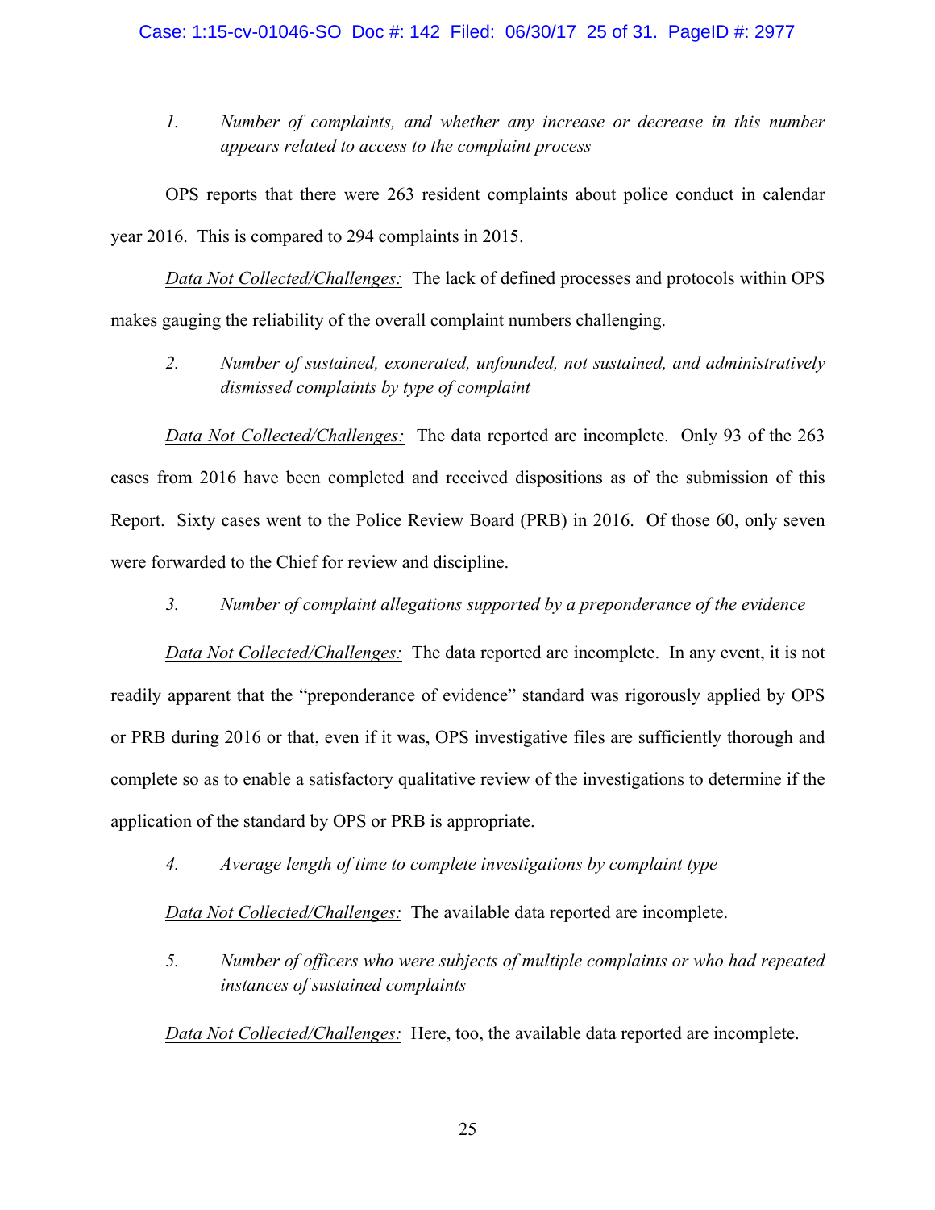1. *Number of complaints, and whether any increase or decrease in this number appears related to access to the complaint process*

OPS reports that there were 263 resident complaints about police conduct in calendar year 2016. This is compared to 294 complaints in 2015.

*Data Not Collected/Challenges:* The lack of defined processes and protocols within OPS makes gauging the reliability of the overall complaint numbers challenging.

2. *Number of sustained, exonerated, unfounded, not sustained, and administratively dismissed complaints by type of complaint*

*Data Not Collected/Challenges:* The data reported are incomplete. Only 93 of the 263 cases from 2016 have been completed and received dispositions as of the submission of this Report. Sixty cases went to the Police Review Board (PRB) in 2016. Of those 60, only seven were forwarded to the Chief for review and discipline.

3. *Number of complaint allegations supported by a preponderance of the evidence*

*Data Not Collected/Challenges:* The data reported are incomplete. In any event, it is not readily apparent that the "preponderance of evidence" standard was rigorously applied by OPS or PRB during 2016 or that, even if it was, OPS investigative files are sufficiently thorough and complete so as to enable a satisfactory qualitative review of the investigations to determine if the application of the standard by OPS or PRB is appropriate.

4. *Average length of time to complete investigations by complaint type*

*Data Not Collected/Challenges:* The available data reported are incomplete.

5. *Number of officers who were subjects of multiple complaints or who had repeated instances of sustained complaints*

*Data Not Collected/Challenges:* Here, too, the available data reported are incomplete.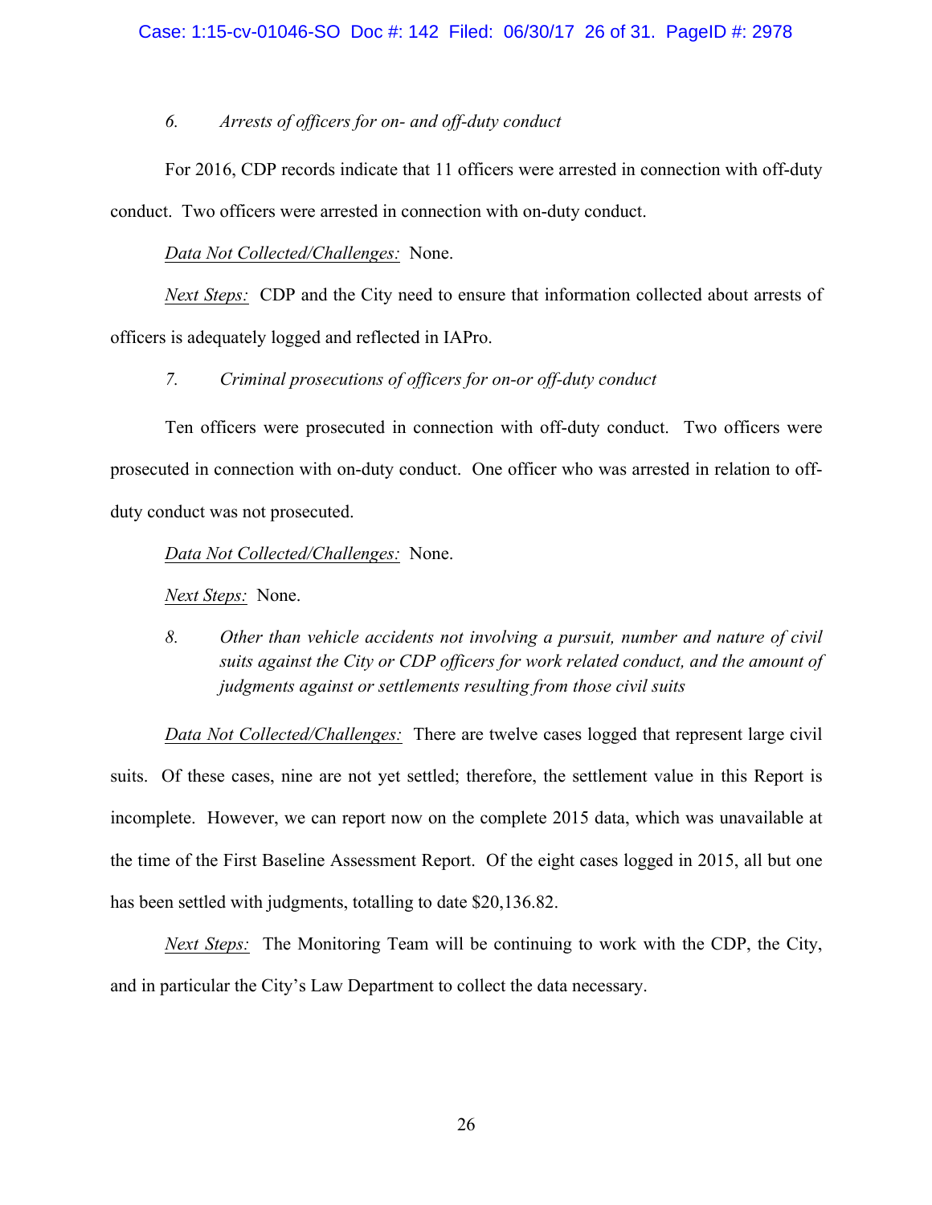*6. Arrests of officers for on- and off-duty conduct*

For 2016, CDP records indicate that 11 officers were arrested in connection with off-duty conduct. Two officers were arrested in connection with on-duty conduct.

*Data Not Collected/Challenges:* None.

*Next Steps:* CDP and the City need to ensure that information collected about arrests of officers is adequately logged and reflected in IAPro.

*7. Criminal prosecutions of officers for on-or off-duty conduct*

Ten officers were prosecuted in connection with off-duty conduct. Two officers were prosecuted in connection with on-duty conduct. One officer who was arrested in relation to off-duty conduct was not prosecuted.

*Data Not Collected/Challenges:* None.

*Next Steps:* None.

*8. Other than vehicle accidents not involving a pursuit, number and nature of civil suits against the City or CDP officers for work related conduct, and the amount of judgments against or settlements resulting from those civil suits*

*Data Not Collected/Challenges:* There are twelve cases logged that represent large civil suits. Of these cases, nine are not yet settled; therefore, the settlement value in this Report is incomplete. However, we can report now on the complete 2015 data, which was unavailable at the time of the First Baseline Assessment Report. Of the eight cases logged in 2015, all but one has been settled with judgments, totalling to date $20,136.82.

*Next Steps:* The Monitoring Team will be continuing to work with the CDP, the City, and in particular the City's Law Department to collect the data necessary.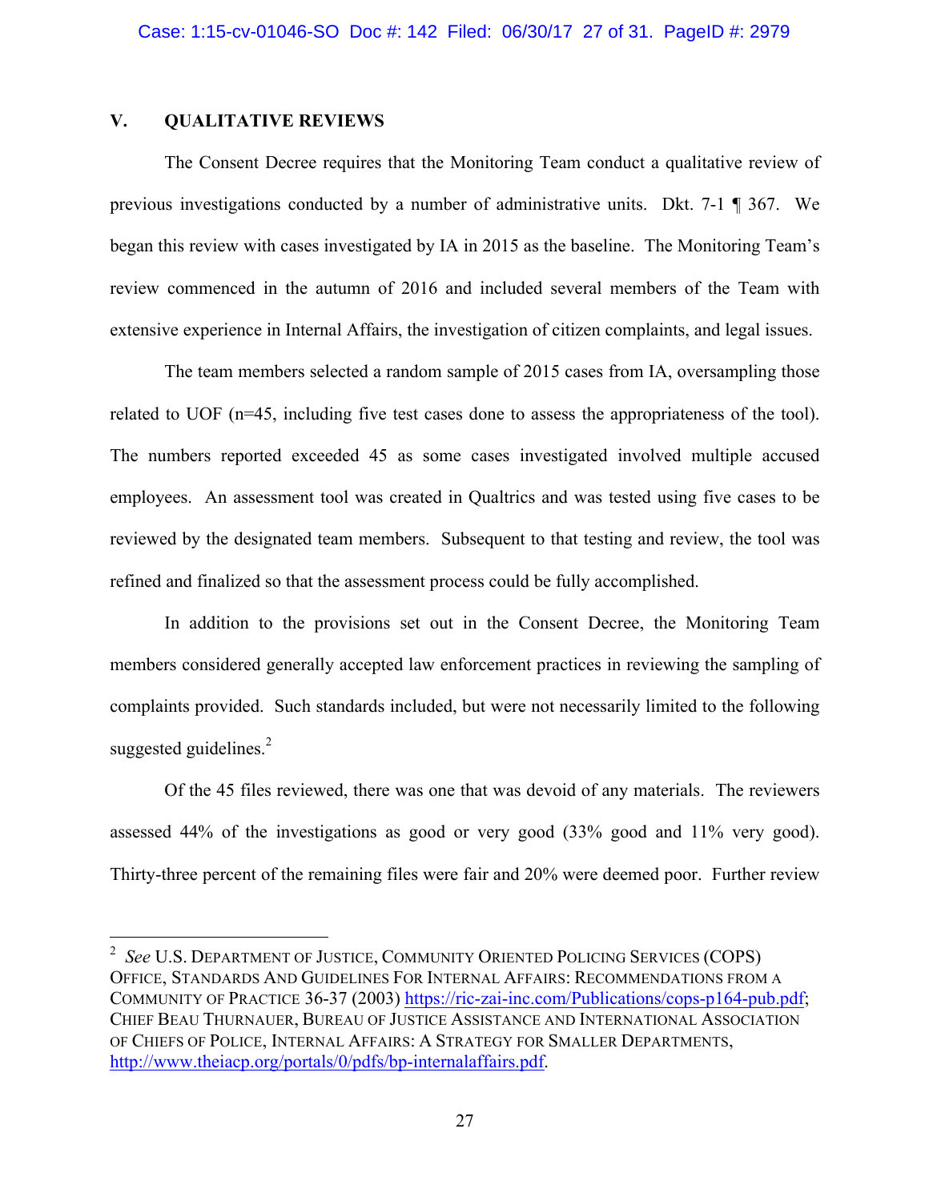## V. QUALITATIVE REVIEWS

The Consent Decree requires that the Monitoring Team conduct a qualitative review of previous investigations conducted by a number of administrative units. Dkt. 7-1 ¶ 367. We began this review with cases investigated by IA in 2015 as the baseline. The Monitoring Team's review commenced in the autumn of 2016 and included several members of the Team with extensive experience in Internal Affairs, the investigation of citizen complaints, and legal issues.

The team members selected a random sample of 2015 cases from IA, oversampling those related to UOF (n=45, including five test cases done to assess the appropriateness of the tool). The numbers reported exceeded 45 as some cases investigated involved multiple accused employees. An assessment tool was created in Qualtrics and was tested using five cases to be reviewed by the designated team members. Subsequent to that testing and review, the tool was refined and finalized so that the assessment process could be fully accomplished.

In addition to the provisions set out in the Consent Decree, the Monitoring Team members considered generally accepted law enforcement practices in reviewing the sampling of complaints provided. Such standards included, but were not necessarily limited to the following suggested guidelines.[2]

Of the 45 files reviewed, there was one that was devoid of any materials. The reviewers assessed 44% of the investigations as good or very good (33% good and 11% very good). Thirty-three percent of the remaining files were fair and 20% were deemed poor. Further review

---

[2] *See* U.S. Department of Justice, Community Oriented Policing Services (COPS) Office, Standards And Guidelines For Internal Affairs: Recommendations from a Community of Practice 36-37 (2003) https://ric-zai-inc.com/Publications/cops-p164-pub.pdf; Chief Beau Thurnauer, Bureau of Justice Assistance and International Association of Chiefs of Police, Internal Affairs: A Strategy for Smaller Departments, http://www.theiacp.org/portals/0/pdfs/bp-internalaffairs.pdf.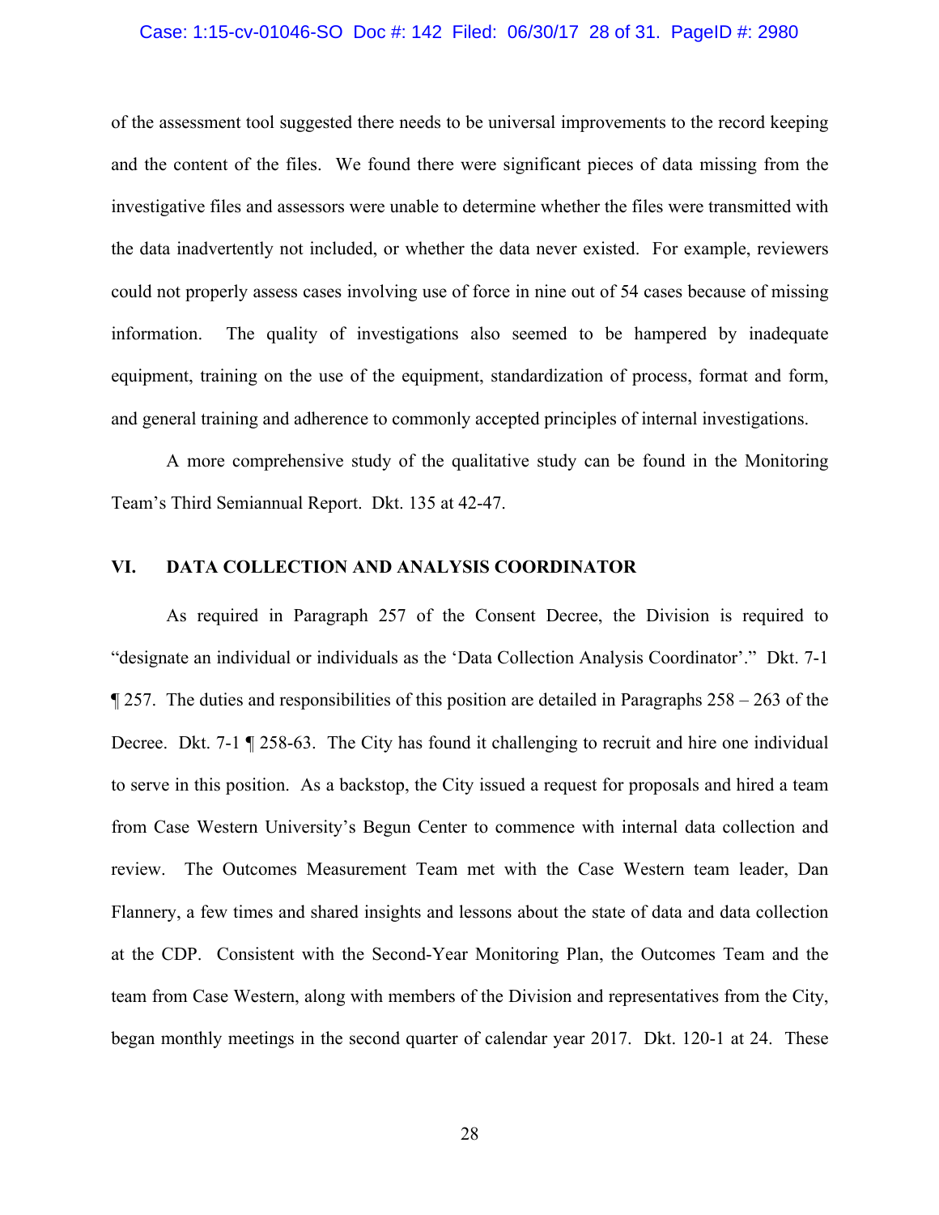of the assessment tool suggested there needs to be universal improvements to the record keeping and the content of the files. We found there were significant pieces of data missing from the investigative files and assessors were unable to determine whether the files were transmitted with the data inadvertently not included, or whether the data never existed. For example, reviewers could not properly assess cases involving use of force in nine out of 54 cases because of missing information. The quality of investigations also seemed to be hampered by inadequate equipment, training on the use of the equipment, standardization of process, format and form, and general training and adherence to commonly accepted principles of internal investigations.

A more comprehensive study of the qualitative study can be found in the Monitoring Team's Third Semiannual Report. Dkt. 135 at 42-47.

## VI. DATA COLLECTION AND ANALYSIS COORDINATOR

As required in Paragraph 257 of the Consent Decree, the Division is required to "designate an individual or individuals as the 'Data Collection Analysis Coordinator'." Dkt. 7-1 ¶ 257. The duties and responsibilities of this position are detailed in Paragraphs 258 – 263 of the Decree. Dkt. 7-1 ¶ 258-63. The City has found it challenging to recruit and hire one individual to serve in this position. As a backstop, the City issued a request for proposals and hired a team from Case Western University's Begun Center to commence with internal data collection and review. The Outcomes Measurement Team met with the Case Western team leader, Dan Flannery, a few times and shared insights and lessons about the state of data and data collection at the CDP. Consistent with the Second-Year Monitoring Plan, the Outcomes Team and the team from Case Western, along with members of the Division and representatives from the City, began monthly meetings in the second quarter of calendar year 2017. Dkt. 120-1 at 24. These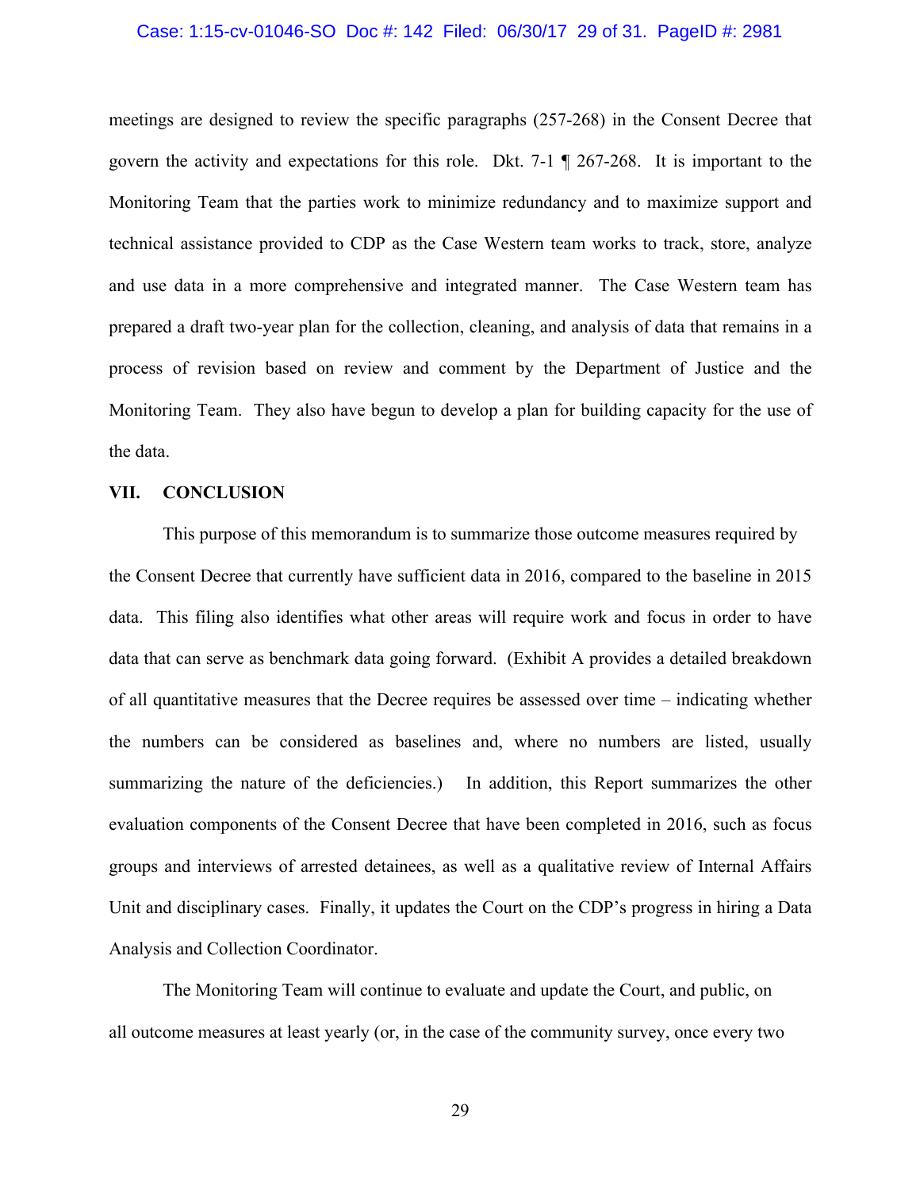meetings are designed to review the specific paragraphs (257-268) in the Consent Decree that govern the activity and expectations for this role. Dkt. 7-1 ¶ 267-268. It is important to the Monitoring Team that the parties work to minimize redundancy and to maximize support and technical assistance provided to CDP as the Case Western team works to track, store, analyze and use data in a more comprehensive and integrated manner. The Case Western team has prepared a draft two-year plan for the collection, cleaning, and analysis of data that remains in a process of revision based on review and comment by the Department of Justice and the Monitoring Team. They also have begun to develop a plan for building capacity for the use of the data.

## VII. CONCLUSION

This purpose of this memorandum is to summarize those outcome measures required by the Consent Decree that currently have sufficient data in 2016, compared to the baseline in 2015 data. This filing also identifies what other areas will require work and focus in order to have data that can serve as benchmark data going forward. (Exhibit A provides a detailed breakdown of all quantitative measures that the Decree requires be assessed over time – indicating whether the numbers can be considered as baselines and, where no numbers are listed, usually summarizing the nature of the deficiencies.) In addition, this Report summarizes the other evaluation components of the Consent Decree that have been completed in 2016, such as focus groups and interviews of arrested detainees, as well as a qualitative review of Internal Affairs Unit and disciplinary cases. Finally, it updates the Court on the CDP's progress in hiring a Data Analysis and Collection Coordinator.

The Monitoring Team will continue to evaluate and update the Court, and public, on all outcome measures at least yearly (or, in the case of the community survey, once every two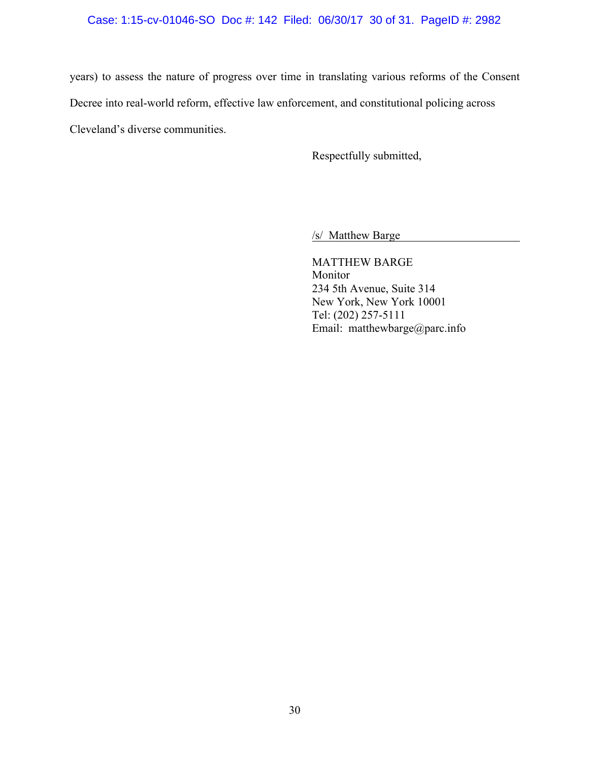years) to assess the nature of progress over time in translating various reforms of the Consent Decree into real-world reform, effective law enforcement, and constitutional policing across Cleveland's diverse communities.

Respectfully submitted,

/s/ Matthew Barge

MATTHEW BARGE
Monitor
234 5th Avenue, Suite 314
New York, New York 10001
Tel: (202) 257-5111
Email: matthewbarge@parc.info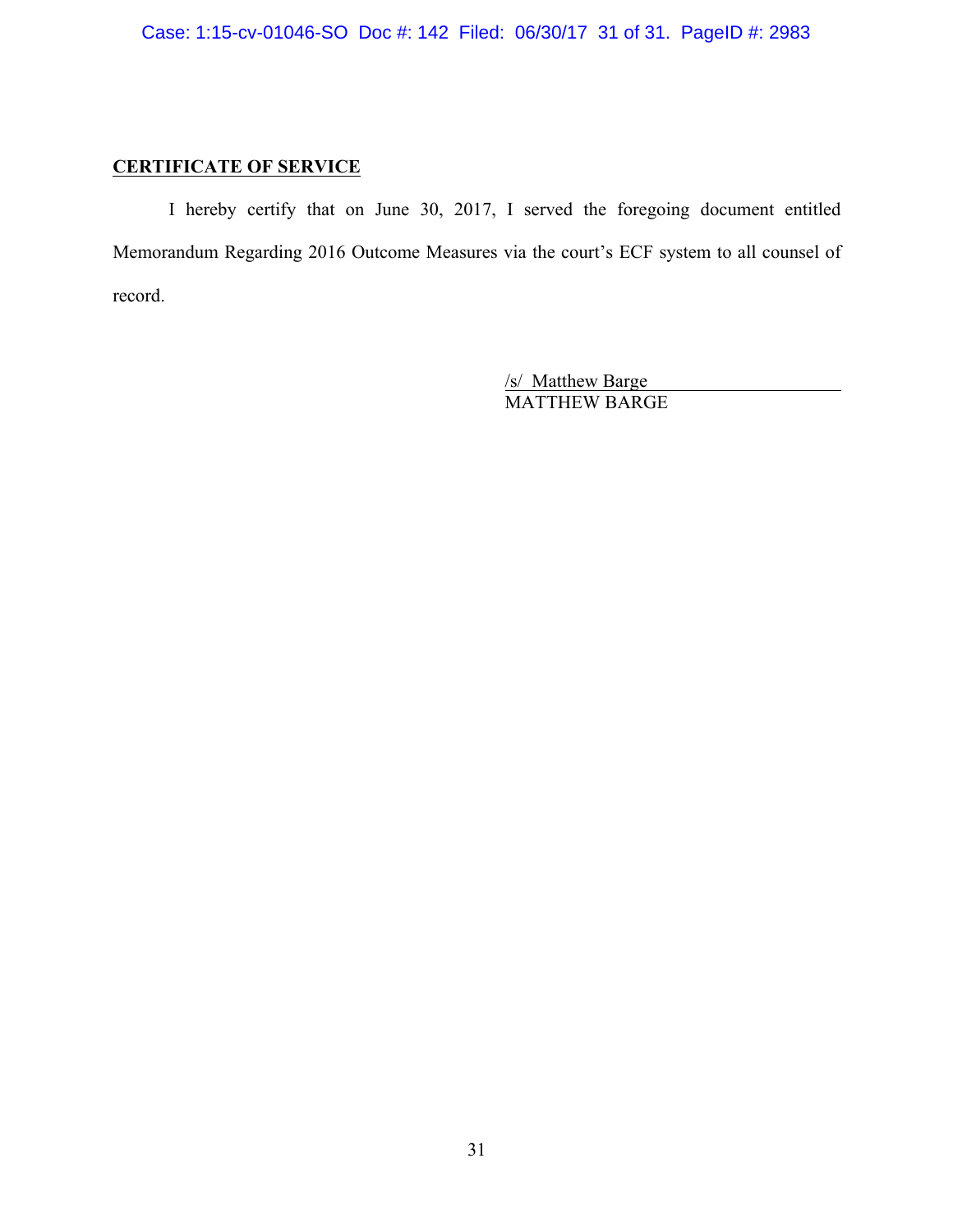**CERTIFICATE OF SERVICE**

I hereby certify that on June 30, 2017, I served the foregoing document entitled Memorandum Regarding 2016 Outcome Measures via the court's ECF system to all counsel of record.

/s/ Matthew Barge
MATTHEW BARGE